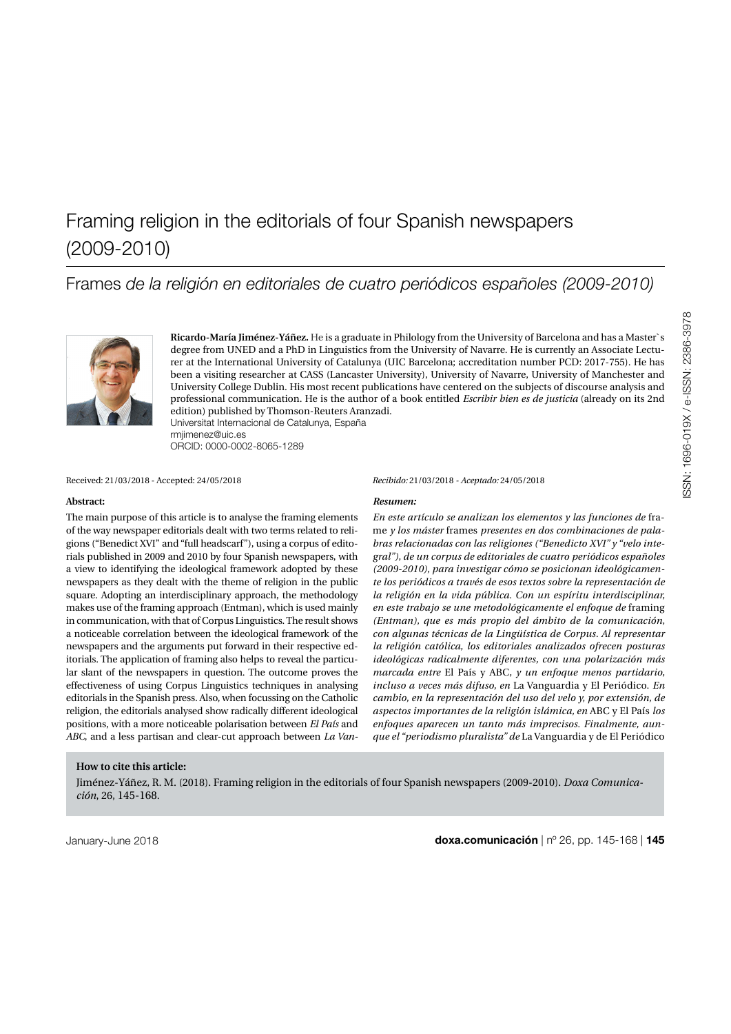# Framing religion in the editorials of four Spanish newspapers (2009-2010)

## Frames *de la religión en editoriales de cuatro periódicos españoles (2009-2010)*

**Ricardo-María Jiménez-Yáñez.** He is a graduate in Philology from the University of Barcelona and has a Master`s degree from UNED and a PhD in Linguistics from the University of Navarre. He is currently an Associate Lecturer at the International University of Catalunya (UIC Barcelona; accreditation number PCD: 2017-755). He has been a visiting researcher at CASS (Lancaster University), University of Navarre, University of Manchester and University College Dublin. His most recent publications have centered on the subjects of discourse analysis and professional communication. He is the author of a book entitled *Escribir bien es de justicia* (already on its 2nd edition) published by Thomson-Reuters Aranzadi.
Universitat Internacional de Catalunya, España
rmjimenez@uic.es
ORCID: 0000-0002-8065-1289

Received: 21/03/2018 - Accepted: 24/05/2018

**Abstract:**

The main purpose of this article is to analyse the framing elements of the way newspaper editorials dealt with two terms related to religions ("Benedict XVI" and "full headscarf"), using a corpus of editorials published in 2009 and 2010 by four Spanish newspapers, with a view to identifying the ideological framework adopted by these newspapers as they dealt with the theme of religion in the public square. Adopting an interdisciplinary approach, the methodology makes use of the framing approach (Entman), which is used mainly in communication, with that of Corpus Linguistics. The result shows a noticeable correlation between the ideological framework of the newspapers and the arguments put forward in their respective editorials. The application of framing also helps to reveal the particular slant of the newspapers in question. The outcome proves the effectiveness of using Corpus Linguistics techniques in analysing editorials in the Spanish press. Also, when focussing on the Catholic religion, the editorials analysed show radically different ideological positions, with a more noticeable polarisation between *El País* and *ABC*, and a less partisan and clear-cut approach between *La Van-*

*Recibido:* 21/03/2018 - *Aceptado:* 24/05/2018

***Resumen:***

*En este artículo se analizan los elementos y las funciones de* frame *y los máster* frames *presentes en dos combinaciones de palabras relacionadas con las religiones ("Benedicto XVI" y "velo integral"), de un corpus de editoriales de cuatro periódicos españoles (2009-2010), para investigar cómo se posicionan ideológicamente los periódicos a través de esos textos sobre la representación de la religión en la vida pública. Con un espíritu interdisciplinar, en este trabajo se une metodológicamente el enfoque de* framing *(Entman), que es más propio del ámbito de la comunicación, con algunas técnicas de la Lingüística de Corpus. Al representar la religión católica, los editoriales analizados ofrecen posturas ideológicas radicalmente diferentes, con una polarización más marcada entre* El País *y* ABC*, y un enfoque menos partidario, incluso a veces más difuso, en* La Vanguardia *y* El Periódico*. En cambio, en la representación del uso del velo y, por extensión, de aspectos importantes de la religión islámica, en* ABC *y* El País *los enfoques aparecen un tanto más imprecisos. Finalmente, aunque el "periodismo pluralista" de* La Vanguardia *y de* El Periódico

**How to cite this article:**

Jiménez-Yáñez, R. M. (2018). Framing religion in the editorials of four Spanish newspapers (2009-2010). *Doxa Comunicación*, 26, 145-168.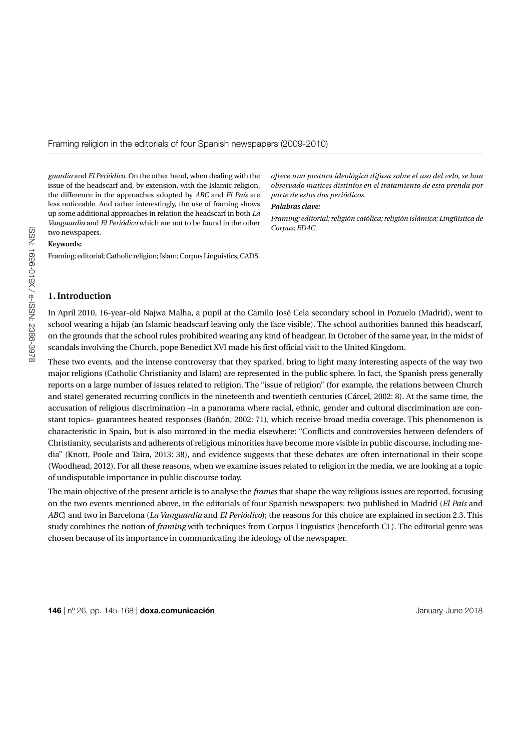*guardia* and *El Periódico*. On the other hand, when dealing with the issue of the headscarf and, by extension, with the Islamic religion, the difference in the approaches adopted by *ABC* and *El País* are less noticeable. And rather interestingly, the use of framing shows up some additional approaches in relation the headscarf in both *La Vanguardia* and *El Periódico* which are not to be found in the other two newspapers.

**Keywords:**

Framing; editorial; Catholic religion; Islam; Corpus Linguistics, CADS.

*ofrece una postura ideológica difusa sobre el uso del velo, se han observado matices distintos en el tratamiento de esta prenda por parte de estos dos periódicos.*

***Palabras clave:***

*Framing; editorial; religión católica; religión islámica; Lingüística de Corpus; EDAC.*

## 1. Introduction

In April 2010, 16-year-old Najwa Malha, a pupil at the Camilo José Cela secondary school in Pozuelo (Madrid), went to school wearing a hijab (an Islamic headscarf leaving only the face visible). The school authorities banned this headscarf, on the grounds that the school rules prohibited wearing any kind of headgear. In October of the same year, in the midst of scandals involving the Church, pope Benedict XVI made his first official visit to the United Kingdom.

These two events, and the intense controversy that they sparked, bring to light many interesting aspects of the way two major religions (Catholic Christianity and Islam) are represented in the public sphere. In fact, the Spanish press generally reports on a large number of issues related to religion. The "issue of religion" (for example, the relations between Church and state) generated recurring conflicts in the nineteenth and twentieth centuries (Cárcel, 2002: 8). At the same time, the accusation of religious discrimination –in a panorama where racial, ethnic, gender and cultural discrimination are constant topics– guarantees heated responses (Bañón, 2002: 71), which receive broad media coverage. This phenomenon is characteristic in Spain, but is also mirrored in the media elsewhere: "Conflicts and controversies between defenders of Christianity, secularists and adherents of religious minorities have become more visible in public discourse, including media" (Knott, Poole and Taira, 2013: 38), and evidence suggests that these debates are often international in their scope (Woodhead, 2012). For all these reasons, when we examine issues related to religion in the media, we are looking at a topic of undisputable importance in public discourse today.

The main objective of the present article is to analyse the *frames* that shape the way religious issues are reported, focusing on the two events mentioned above, in the editorials of four Spanish newspapers: two published in Madrid (*El País* and *ABC*) and two in Barcelona (*La Vanguardia* and *El Periódico*); the reasons for this choice are explained in section 2.3. This study combines the notion of *framing* with techniques from Corpus Linguistics (henceforth CL). The editorial genre was chosen because of its importance in communicating the ideology of the newspaper.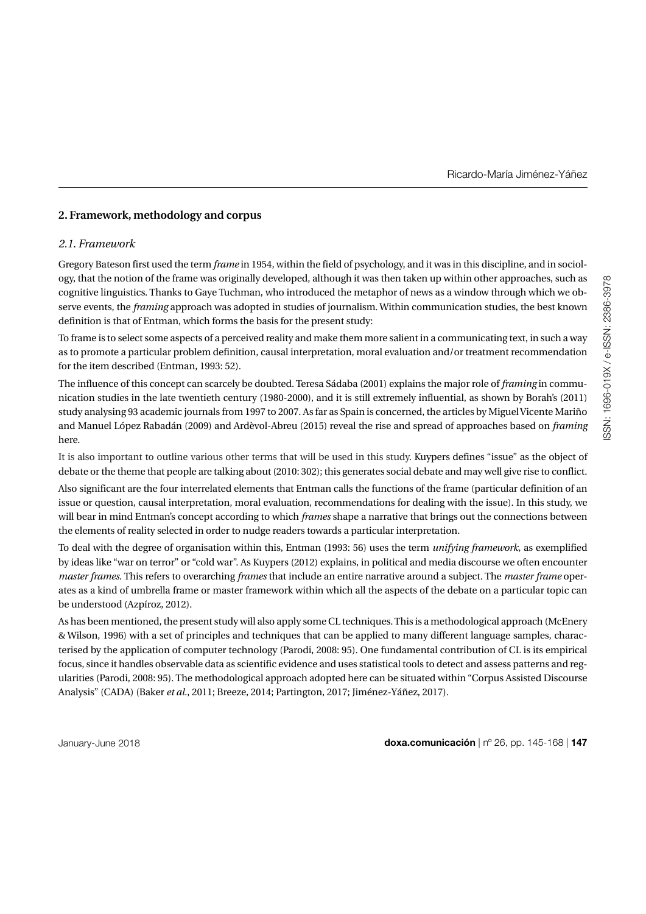## 2. Framework, methodology and corpus

### *2.1. Framework*

Gregory Bateson first used the term *frame* in 1954, within the field of psychology, and it was in this discipline, and in sociology, that the notion of the frame was originally developed, although it was then taken up within other approaches, such as cognitive linguistics. Thanks to Gaye Tuchman, who introduced the metaphor of news as a window through which we observe events, the *framing* approach was adopted in studies of journalism. Within communication studies, the best known definition is that of Entman, which forms the basis for the present study:

To frame is to select some aspects of a perceived reality and make them more salient in a communicating text, in such a way as to promote a particular problem definition, causal interpretation, moral evaluation and/or treatment recommendation for the item described (Entman, 1993: 52).

The influence of this concept can scarcely be doubted. Teresa Sádaba (2001) explains the major role of *framing* in communication studies in the late twentieth century (1980-2000), and it is still extremely influential, as shown by Borah's (2011) study analysing 93 academic journals from 1997 to 2007. As far as Spain is concerned, the articles by Miguel Vicente Mariño and Manuel López Rabadán (2009) and Ardèvol-Abreu (2015) reveal the rise and spread of approaches based on *framing* here.

It is also important to outline various other terms that will be used in this study. Kuypers defines "issue" as the object of debate or the theme that people are talking about (2010: 302); this generates social debate and may well give rise to conflict.

Also significant are the four interrelated elements that Entman calls the functions of the frame (particular definition of an issue or question, causal interpretation, moral evaluation, recommendations for dealing with the issue). In this study, we will bear in mind Entman's concept according to which *frames* shape a narrative that brings out the connections between the elements of reality selected in order to nudge readers towards a particular interpretation.

To deal with the degree of organisation within this, Entman (1993: 56) uses the term *unifying framework*, as exemplified by ideas like "war on terror" or "cold war". As Kuypers (2012) explains, in political and media discourse we often encounter *master frames*. This refers to overarching *frames* that include an entire narrative around a subject. The *master frame* operates as a kind of umbrella frame or master framework within which all the aspects of the debate on a particular topic can be understood (Azpíroz, 2012).

As has been mentioned, the present study will also apply some CL techniques. This is a methodological approach (McEnery & Wilson, 1996) with a set of principles and techniques that can be applied to many different language samples, characterised by the application of computer technology (Parodi, 2008: 95). One fundamental contribution of CL is its empirical focus, since it handles observable data as scientific evidence and uses statistical tools to detect and assess patterns and regularities (Parodi, 2008: 95). The methodological approach adopted here can be situated within "Corpus Assisted Discourse Analysis" (CADA) (Baker *et al*., 2011; Breeze, 2014; Partington, 2017; Jiménez-Yáñez, 2017).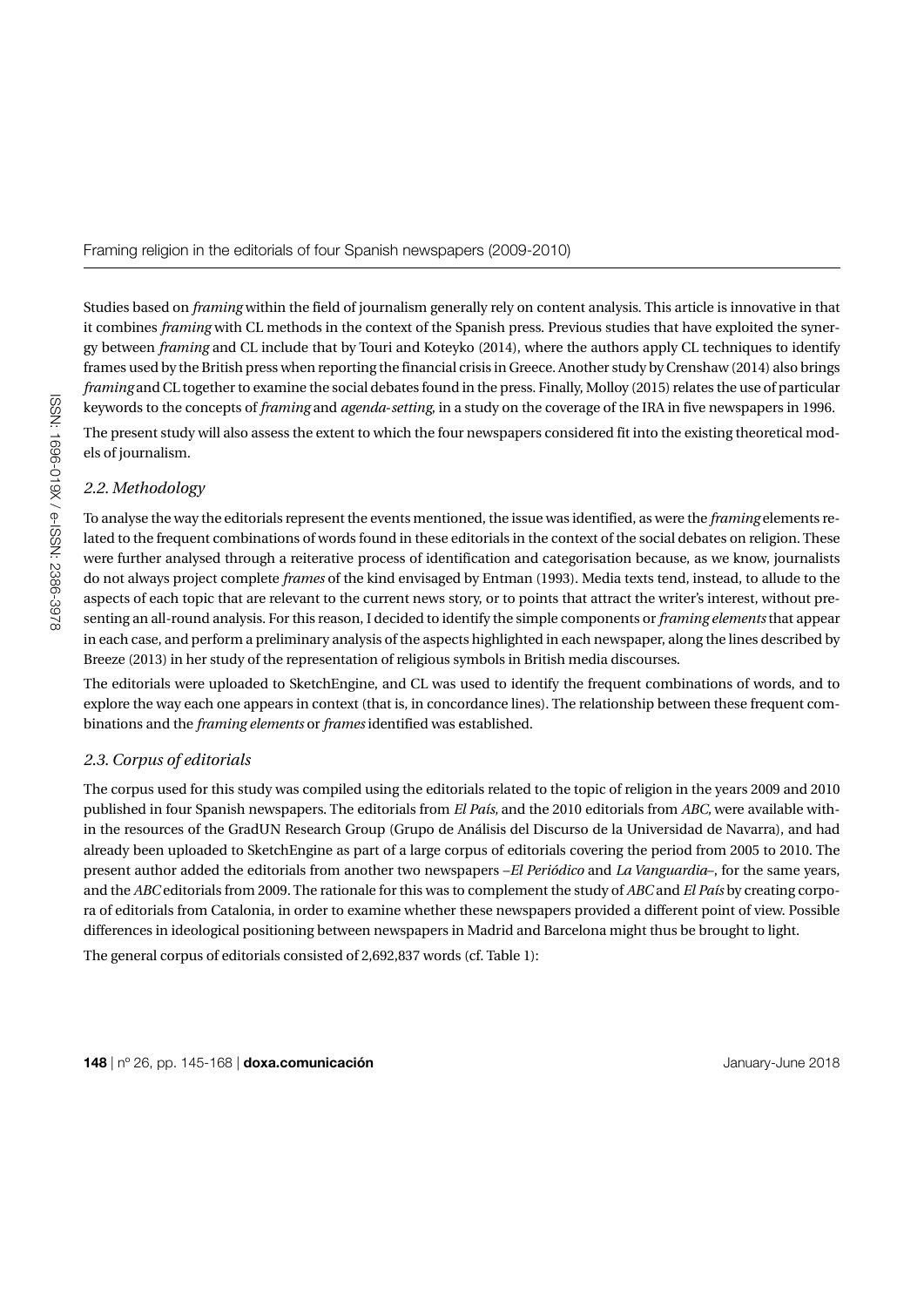Studies based on *framing* within the field of journalism generally rely on content analysis. This article is innovative in that it combines *framing* with CL methods in the context of the Spanish press. Previous studies that have exploited the synergy between *framing* and CL include that by Touri and Koteyko (2014), where the authors apply CL techniques to identify frames used by the British press when reporting the financial crisis in Greece. Another study by Crenshaw (2014) also brings *framing* and CL together to examine the social debates found in the press. Finally, Molloy (2015) relates the use of particular keywords to the concepts of *framing* and *agenda-setting*, in a study on the coverage of the IRA in five newspapers in 1996.

The present study will also assess the extent to which the four newspapers considered fit into the existing theoretical models of journalism.

### *2.2. Methodology*

To analyse the way the editorials represent the events mentioned, the issue was identified, as were the *framing* elements related to the frequent combinations of words found in these editorials in the context of the social debates on religion. These were further analysed through a reiterative process of identification and categorisation because, as we know, journalists do not always project complete *frames* of the kind envisaged by Entman (1993). Media texts tend, instead, to allude to the aspects of each topic that are relevant to the current news story, or to points that attract the writer's interest, without presenting an all-round analysis. For this reason, I decided to identify the simple components or *framing elements* that appear in each case, and perform a preliminary analysis of the aspects highlighted in each newspaper, along the lines described by Breeze (2013) in her study of the representation of religious symbols in British media discourses.

The editorials were uploaded to SketchEngine, and CL was used to identify the frequent combinations of words, and to explore the way each one appears in context (that is, in concordance lines). The relationship between these frequent combinations and the *framing elements* or *frames* identified was established.

### *2.3. Corpus of editorials*

The corpus used for this study was compiled using the editorials related to the topic of religion in the years 2009 and 2010 published in four Spanish newspapers. The editorials from *El País*, and the 2010 editorials from *ABC*, were available within the resources of the GradUN Research Group (Grupo de Análisis del Discurso de la Universidad de Navarra), and had already been uploaded to SketchEngine as part of a large corpus of editorials covering the period from 2005 to 2010. The present author added the editorials from another two newspapers –*El Periódico* and *La Vanguardia*–, for the same years, and the *ABC* editorials from 2009. The rationale for this was to complement the study of *ABC* and *El País* by creating corpora of editorials from Catalonia, in order to examine whether these newspapers provided a different point of view. Possible differences in ideological positioning between newspapers in Madrid and Barcelona might thus be brought to light.

The general corpus of editorials consisted of 2,692,837 words (cf. Table 1):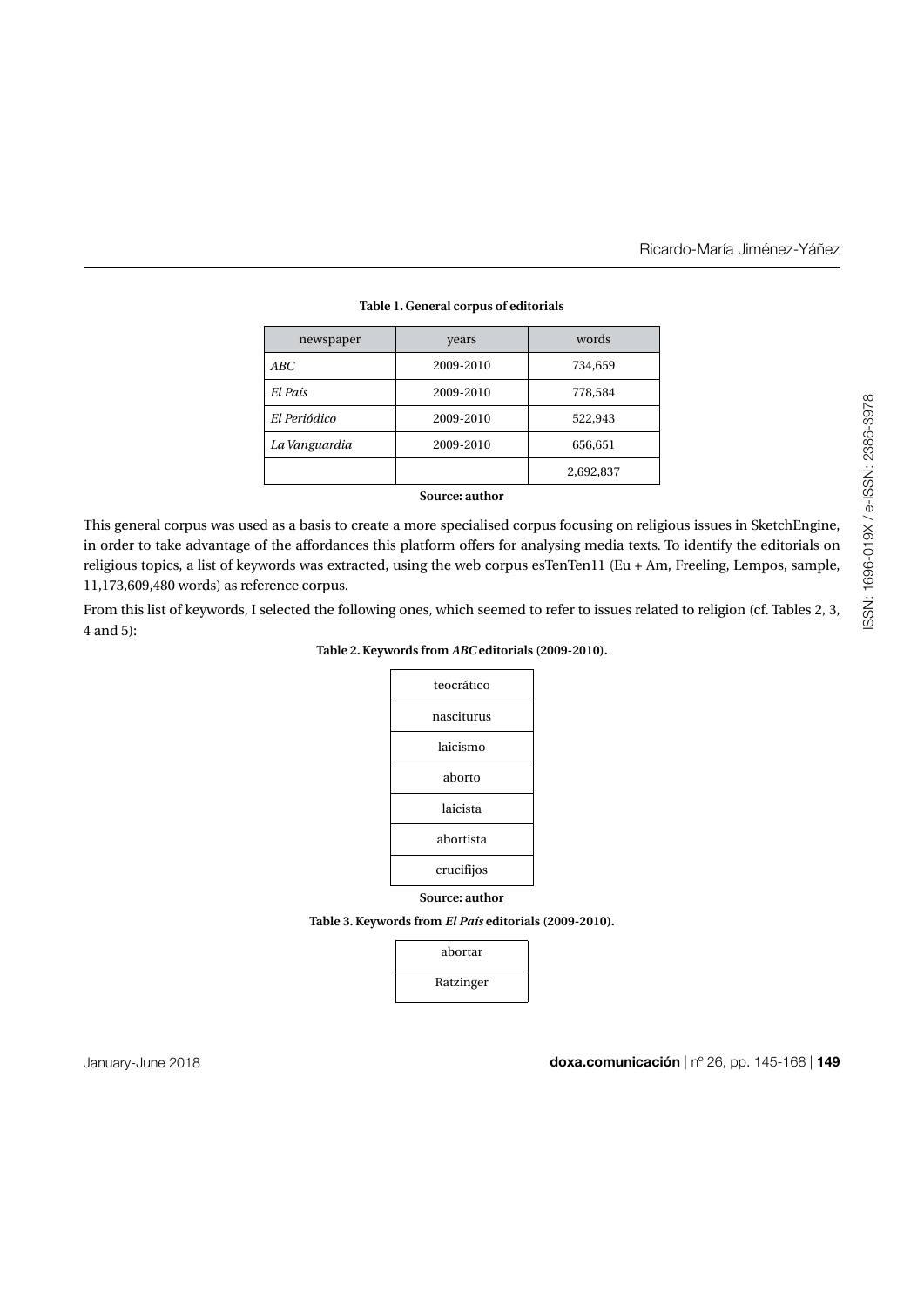**Table 1. General corpus of editorials**

| newspaper | years | words |
|---|---|---|
| *ABC* | 2009-2010 | 734,659 |
| *El País* | 2009-2010 | 778,584 |
| *El Periódico* | 2009-2010 | 522,943 |
| *La Vanguardia* | 2009-2010 | 656,651 |
| | | 2,692,837 |

**Source: author**

This general corpus was used as a basis to create a more specialised corpus focusing on religious issues in SketchEngine, in order to take advantage of the affordances this platform offers for analysing media texts. To identify the editorials on religious topics, a list of keywords was extracted, using the web corpus esTenTen11 (Eu + Am, Freeling, Lempos, sample, 11,173,609,480 words) as reference corpus.

From this list of keywords, I selected the following ones, which seemed to refer to issues related to religion (cf. Tables 2, 3, 4 and 5):

**Table 2. Keywords from *ABC* editorials (2009-2010).**

| |
|---|
| teocrático |
| nasciturus |
| laicismo |
| aborto |
| laicista |
| abortista |
| crucifijos |

**Source: author**

**Table 3. Keywords from *El País* editorials (2009-2010).**

| |
|---|
| abortar |
| Ratzinger |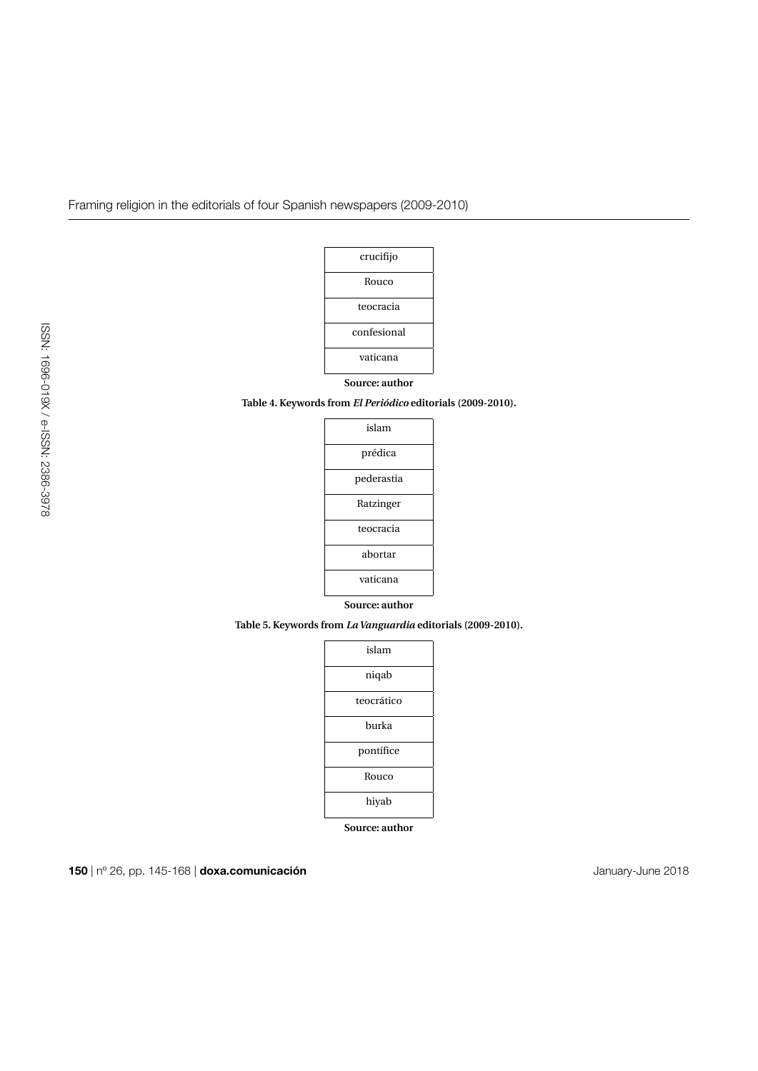| crucifijo |
| --- |
| Rouco |
| teocracia |
| confesional |
| vaticana |

**Source: author**

**Table 4. Keywords from *El Periódico* editorials (2009-2010).**

| islam |
| --- |
| prédica |
| pederastia |
| Ratzinger |
| teocracia |
| abortar |
| vaticana |

**Source: author**

**Table 5. Keywords from *La Vanguardia* editorials (2009-2010).**

| islam |
| --- |
| niqab |
| teocrático |
| burka |
| pontífice |
| Rouco |
| hiyab |

**Source: author**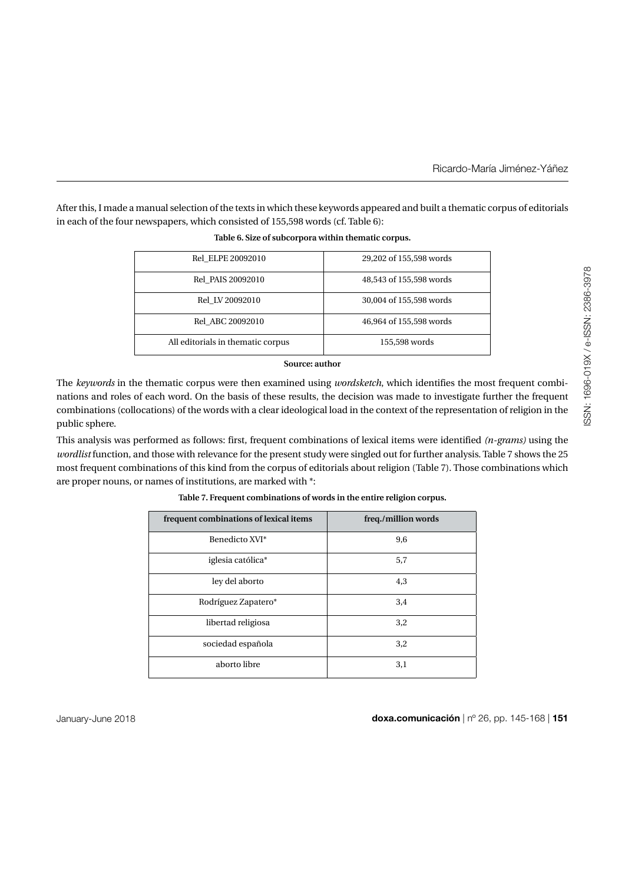After this, I made a manual selection of the texts in which these keywords appeared and built a thematic corpus of editorials in each of the four newspapers, which consisted of 155,598 words (cf. Table 6):

**Table 6. Size of subcorpora within thematic corpus.**

| Rel_ELPE 20092010 | 29,202 of 155,598 words |
|---|---|
| Rel_PAIS 20092010 | 48,543 of 155,598 words |
| Rel_LV 20092010 | 30,004 of 155,598 words |
| Rel_ABC 20092010 | 46,964 of 155,598 words |
| All editorials in thematic corpus | 155,598 words |

**Source: author**

The *keywords* in the thematic corpus were then examined using *wordsketch*, which identifies the most frequent combinations and roles of each word. On the basis of these results, the decision was made to investigate further the frequent combinations (collocations) of the words with a clear ideological load in the context of the representation of religion in the public sphere.

This analysis was performed as follows: first, frequent combinations of lexical items were identified *(n-grams)* using the *wordlist* function, and those with relevance for the present study were singled out for further analysis. Table 7 shows the 25 most frequent combinations of this kind from the corpus of editorials about religion (Table 7). Those combinations which are proper nouns, or names of institutions, are marked with *:

**Table 7. Frequent combinations of words in the entire religion corpus.**

| frequent combinations of lexical items | freq./million words |
|---|---|
| Benedicto XVI* | 9,6 |
| iglesia católica* | 5,7 |
| ley del aborto | 4,3 |
| Rodríguez Zapatero* | 3,4 |
| libertad religiosa | 3,2 |
| sociedad española | 3,2 |
| aborto libre | 3,1 |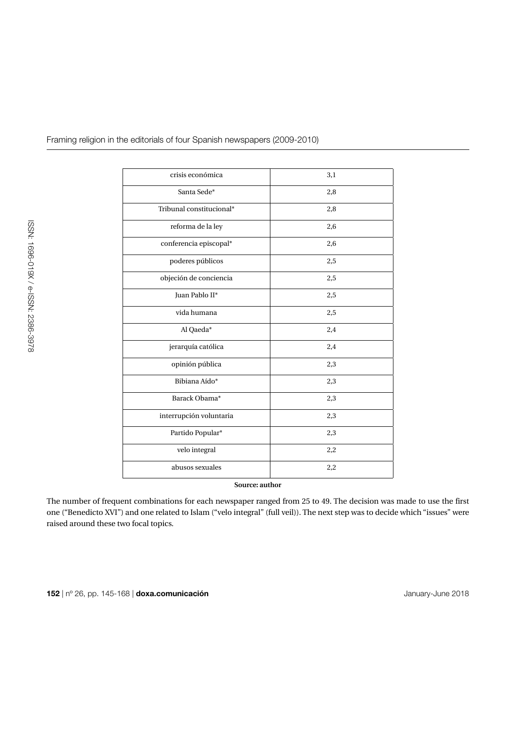| crisis económica | 3,1 |
|---|---|
| Santa Sede* | 2,8 |
| Tribunal constitucional* | 2,8 |
| reforma de la ley | 2,6 |
| conferencia episcopal* | 2,6 |
| poderes públicos | 2,5 |
| objeción de conciencia | 2,5 |
| Juan Pablo II* | 2,5 |
| vida humana | 2,5 |
| Al Qaeda* | 2,4 |
| jerarquía católica | 2,4 |
| opinión pública | 2,3 |
| Bibiana Aído* | 2,3 |
| Barack Obama* | 2,3 |
| interrupción voluntaria | 2,3 |
| Partido Popular* | 2,3 |
| velo integral | 2,2 |
| abusos sexuales | 2,2 |

**Source: author**

The number of frequent combinations for each newspaper ranged from 25 to 49. The decision was made to use the first one ("Benedicto XVI") and one related to Islam ("velo integral" (full veil)). The next step was to decide which "issues" were raised around these two focal topics.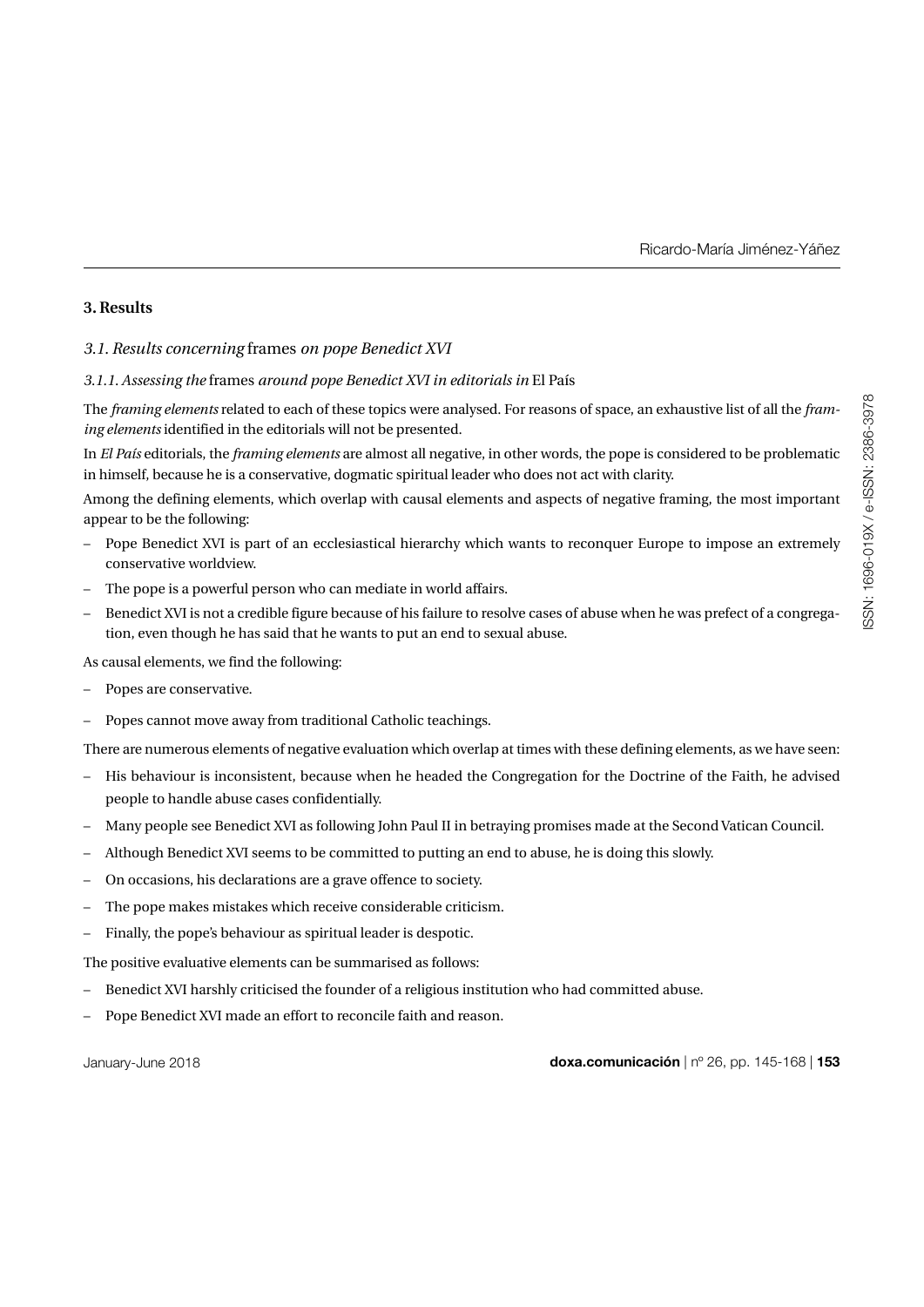## 3. Results

### *3.1. Results concerning* frames *on pope Benedict XVI*

#### *3.1.1. Assessing the* frames *around pope Benedict XVI in editorials in* El País

The *framing elements* related to each of these topics were analysed. For reasons of space, an exhaustive list of all the *framing elements* identified in the editorials will not be presented.

In *El País* editorials, the *framing elements* are almost all negative, in other words, the pope is considered to be problematic in himself, because he is a conservative, dogmatic spiritual leader who does not act with clarity.

Among the defining elements, which overlap with causal elements and aspects of negative framing, the most important appear to be the following:

- Pope Benedict XVI is part of an ecclesiastical hierarchy which wants to reconquer Europe to impose an extremely conservative worldview.
- The pope is a powerful person who can mediate in world affairs.
- Benedict XVI is not a credible figure because of his failure to resolve cases of abuse when he was prefect of a congregation, even though he has said that he wants to put an end to sexual abuse.

As causal elements, we find the following:

- Popes are conservative.
- Popes cannot move away from traditional Catholic teachings.

There are numerous elements of negative evaluation which overlap at times with these defining elements, as we have seen:

- His behaviour is inconsistent, because when he headed the Congregation for the Doctrine of the Faith, he advised people to handle abuse cases confidentially.
- Many people see Benedict XVI as following John Paul II in betraying promises made at the Second Vatican Council.
- Although Benedict XVI seems to be committed to putting an end to abuse, he is doing this slowly.
- On occasions, his declarations are a grave offence to society.
- The pope makes mistakes which receive considerable criticism.
- Finally, the pope's behaviour as spiritual leader is despotic.

The positive evaluative elements can be summarised as follows:

- Benedict XVI harshly criticised the founder of a religious institution who had committed abuse.
- Pope Benedict XVI made an effort to reconcile faith and reason.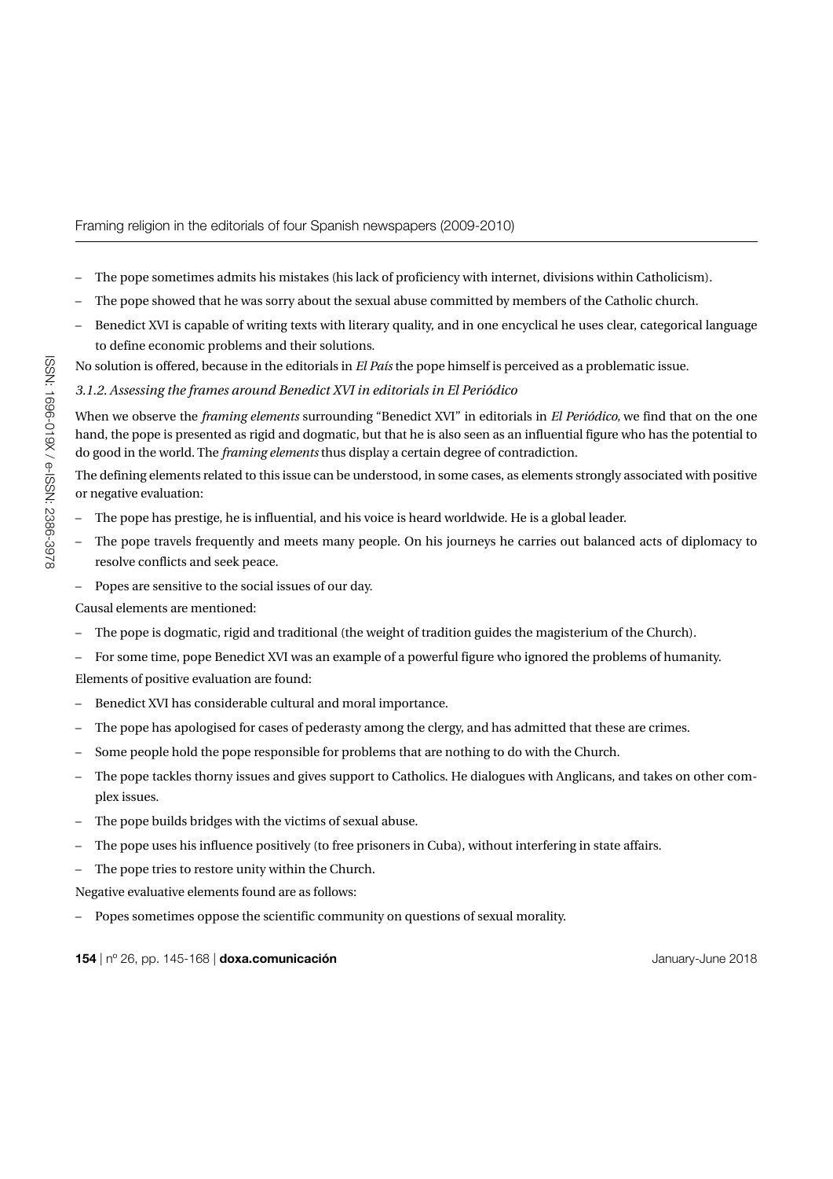- The pope sometimes admits his mistakes (his lack of proficiency with internet, divisions within Catholicism).
- The pope showed that he was sorry about the sexual abuse committed by members of the Catholic church.
- Benedict XVI is capable of writing texts with literary quality, and in one encyclical he uses clear, categorical language to define economic problems and their solutions.

No solution is offered, because in the editorials in *El País* the pope himself is perceived as a problematic issue.

### *3.1.2. Assessing the frames around Benedict XVI in editorials in El Periódico*

When we observe the *framing elements* surrounding "Benedict XVI" in editorials in *El Periódico,* we find that on the one hand, the pope is presented as rigid and dogmatic, but that he is also seen as an influential figure who has the potential to do good in the world. The *framing elements* thus display a certain degree of contradiction.

The defining elements related to this issue can be understood, in some cases, as elements strongly associated with positive or negative evaluation:

- The pope has prestige, he is influential, and his voice is heard worldwide. He is a global leader.
- The pope travels frequently and meets many people. On his journeys he carries out balanced acts of diplomacy to resolve conflicts and seek peace.
- Popes are sensitive to the social issues of our day.

Causal elements are mentioned:

- The pope is dogmatic, rigid and traditional (the weight of tradition guides the magisterium of the Church).
- For some time, pope Benedict XVI was an example of a powerful figure who ignored the problems of humanity.

Elements of positive evaluation are found:

- Benedict XVI has considerable cultural and moral importance.
- The pope has apologised for cases of pederasty among the clergy, and has admitted that these are crimes.
- Some people hold the pope responsible for problems that are nothing to do with the Church.
- The pope tackles thorny issues and gives support to Catholics. He dialogues with Anglicans, and takes on other complex issues.
- The pope builds bridges with the victims of sexual abuse.
- The pope uses his influence positively (to free prisoners in Cuba), without interfering in state affairs.
- The pope tries to restore unity within the Church.

Negative evaluative elements found are as follows:

- Popes sometimes oppose the scientific community on questions of sexual morality.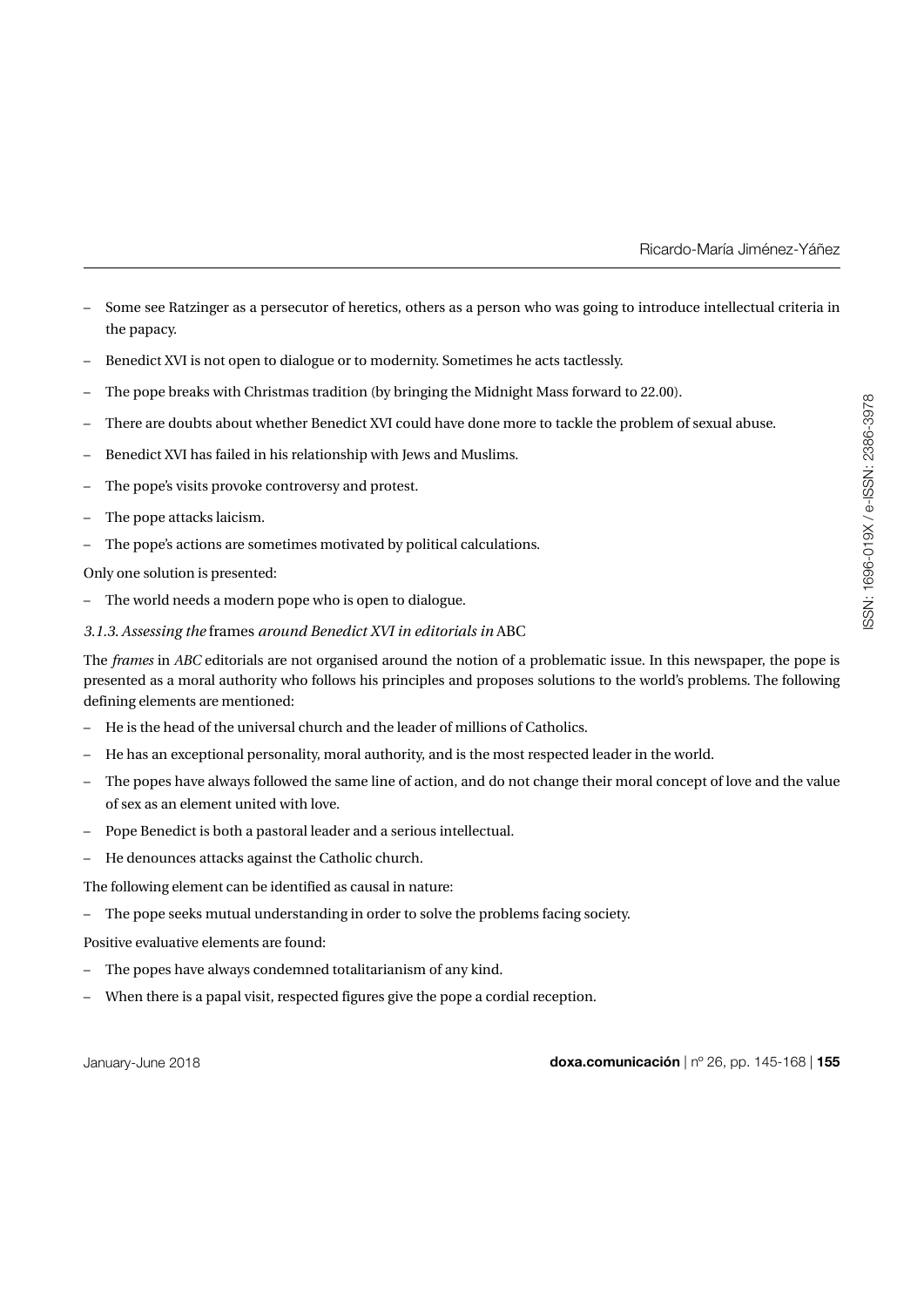- Some see Ratzinger as a persecutor of heretics, others as a person who was going to introduce intellectual criteria in the papacy.
- Benedict XVI is not open to dialogue or to modernity. Sometimes he acts tactlessly.
- The pope breaks with Christmas tradition (by bringing the Midnight Mass forward to 22.00).
- There are doubts about whether Benedict XVI could have done more to tackle the problem of sexual abuse.
- Benedict XVI has failed in his relationship with Jews and Muslims.
- The pope's visits provoke controversy and protest.
- The pope attacks laicism.
- The pope's actions are sometimes motivated by political calculations.

Only one solution is presented:

- The world needs a modern pope who is open to dialogue.

### *3.1.3. Assessing the* frames *around Benedict XVI in editorials in* ABC

The *frames* in *ABC* editorials are not organised around the notion of a problematic issue. In this newspaper, the pope is presented as a moral authority who follows his principles and proposes solutions to the world's problems. The following defining elements are mentioned:

- He is the head of the universal church and the leader of millions of Catholics.
- He has an exceptional personality, moral authority, and is the most respected leader in the world.
- The popes have always followed the same line of action, and do not change their moral concept of love and the value of sex as an element united with love.
- Pope Benedict is both a pastoral leader and a serious intellectual.
- He denounces attacks against the Catholic church.

The following element can be identified as causal in nature:

- The pope seeks mutual understanding in order to solve the problems facing society.

Positive evaluative elements are found:

- The popes have always condemned totalitarianism of any kind.
- When there is a papal visit, respected figures give the pope a cordial reception.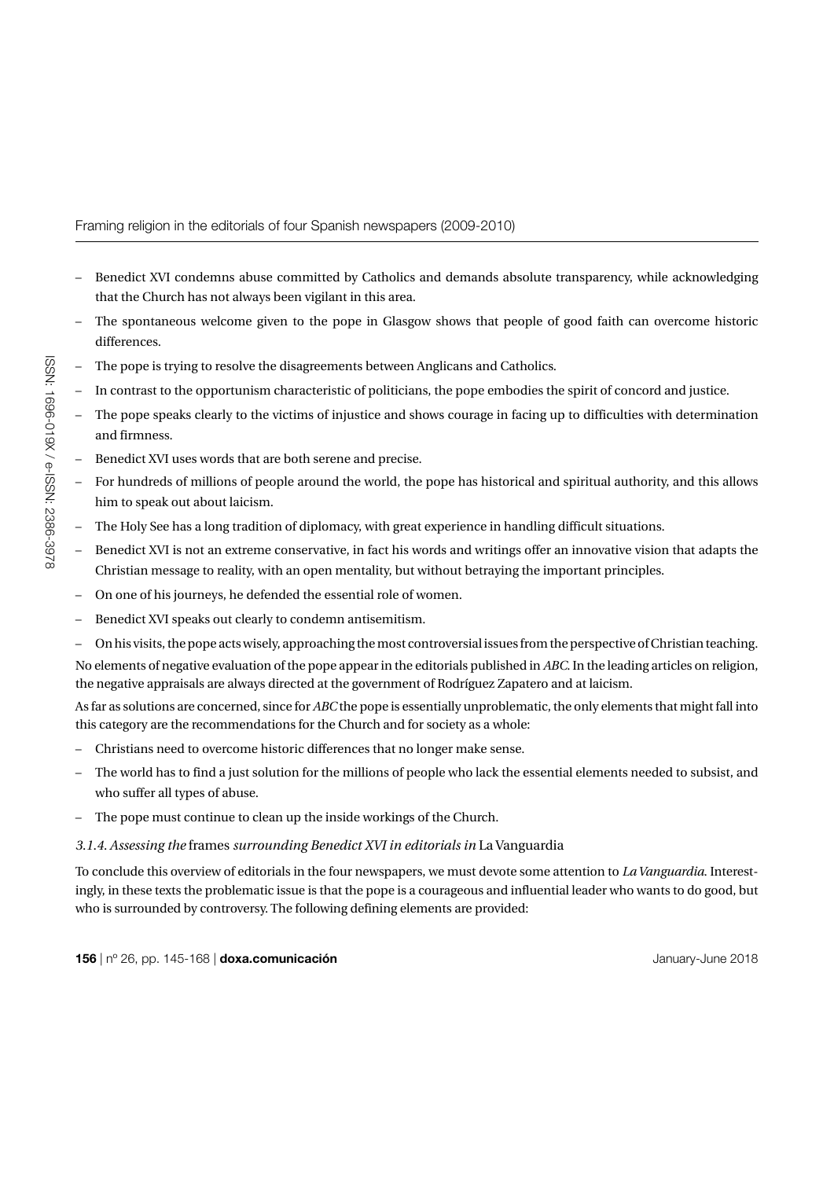- Benedict XVI condemns abuse committed by Catholics and demands absolute transparency, while acknowledging that the Church has not always been vigilant in this area.
- The spontaneous welcome given to the pope in Glasgow shows that people of good faith can overcome historic differences.
- The pope is trying to resolve the disagreements between Anglicans and Catholics.
- In contrast to the opportunism characteristic of politicians, the pope embodies the spirit of concord and justice.
- The pope speaks clearly to the victims of injustice and shows courage in facing up to difficulties with determination and firmness.
- Benedict XVI uses words that are both serene and precise.
- For hundreds of millions of people around the world, the pope has historical and spiritual authority, and this allows him to speak out about laicism.
- The Holy See has a long tradition of diplomacy, with great experience in handling difficult situations.
- Benedict XVI is not an extreme conservative, in fact his words and writings offer an innovative vision that adapts the Christian message to reality, with an open mentality, but without betraying the important principles.
- On one of his journeys, he defended the essential role of women.
- Benedict XVI speaks out clearly to condemn antisemitism.
- On his visits, the pope acts wisely, approaching the most controversial issues from the perspective of Christian teaching.

No elements of negative evaluation of the pope appear in the editorials published in *ABC*. In the leading articles on religion, the negative appraisals are always directed at the government of Rodríguez Zapatero and at laicism.

As far as solutions are concerned, since for *ABC* the pope is essentially unproblematic, the only elements that might fall into this category are the recommendations for the Church and for society as a whole:

- Christians need to overcome historic differences that no longer make sense.
- The world has to find a just solution for the millions of people who lack the essential elements needed to subsist, and who suffer all types of abuse.
- The pope must continue to clean up the inside workings of the Church.

#### *3.1.4. Assessing the* frames *surrounding Benedict XVI in editorials in* La Vanguardia

To conclude this overview of editorials in the four newspapers, we must devote some attention to *La Vanguardia*. Interestingly, in these texts the problematic issue is that the pope is a courageous and influential leader who wants to do good, but who is surrounded by controversy. The following defining elements are provided: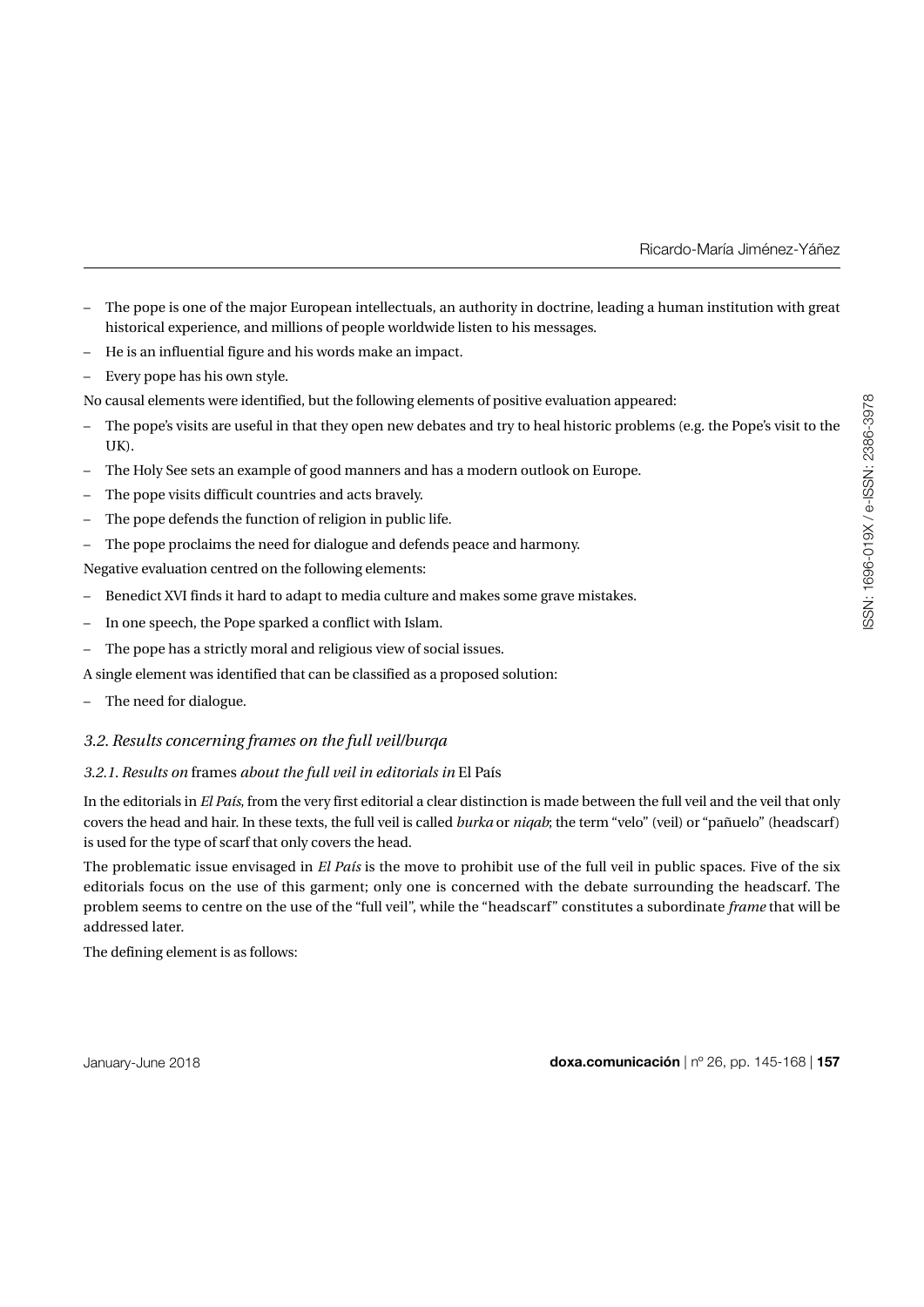- The pope is one of the major European intellectuals, an authority in doctrine, leading a human institution with great historical experience, and millions of people worldwide listen to his messages.
- He is an influential figure and his words make an impact.
- Every pope has his own style.

No causal elements were identified, but the following elements of positive evaluation appeared:

- The pope's visits are useful in that they open new debates and try to heal historic problems (e.g. the Pope's visit to the UK).
- The Holy See sets an example of good manners and has a modern outlook on Europe.
- The pope visits difficult countries and acts bravely.
- The pope defends the function of religion in public life.
- The pope proclaims the need for dialogue and defends peace and harmony.

Negative evaluation centred on the following elements:

- Benedict XVI finds it hard to adapt to media culture and makes some grave mistakes.
- In one speech, the Pope sparked a conflict with Islam.
- The pope has a strictly moral and religious view of social issues.

A single element was identified that can be classified as a proposed solution:

- The need for dialogue.

### *3.2. Results concerning frames on the full veil/burqa*

#### *3.2.1. Results on* frames *about the full veil in editorials in* El País

In the editorials in *El País*, from the very first editorial a clear distinction is made between the full veil and the veil that only covers the head and hair. In these texts, the full veil is called *burka* or *niqab*; the term "velo" (veil) or "pañuelo" (headscarf) is used for the type of scarf that only covers the head.

The problematic issue envisaged in *El País* is the move to prohibit use of the full veil in public spaces. Five of the six editorials focus on the use of this garment; only one is concerned with the debate surrounding the headscarf. The problem seems to centre on the use of the "full veil", while the "headscarf" constitutes a subordinate *frame* that will be addressed later.

The defining element is as follows: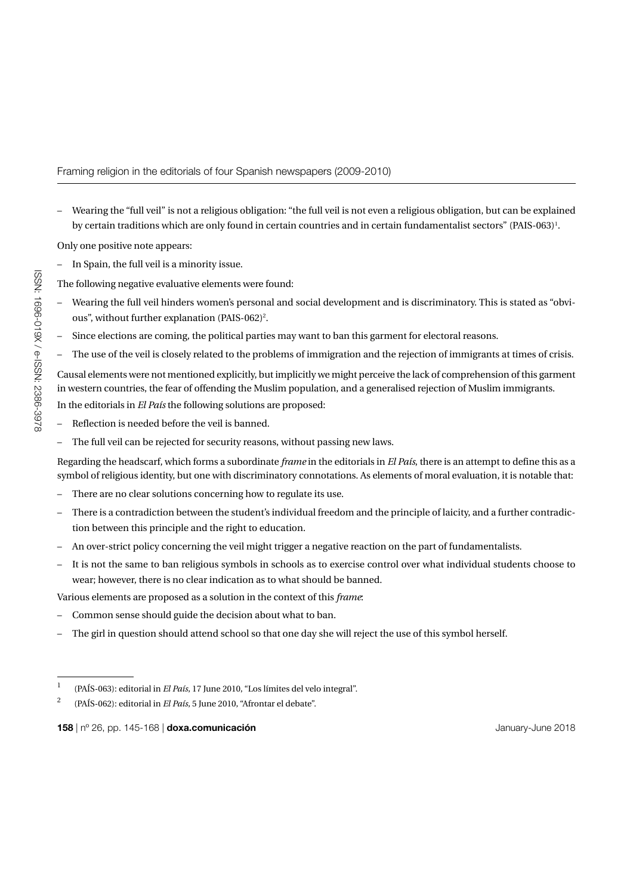– Wearing the "full veil" is not a religious obligation: "the full veil is not even a religious obligation, but can be explained by certain traditions which are only found in certain countries and in certain fundamentalist sectors" (PAIS-063)[1].

Only one positive note appears:

– In Spain, the full veil is a minority issue.

The following negative evaluative elements were found:

– Wearing the full veil hinders women's personal and social development and is discriminatory. This is stated as "obvious", without further explanation (PAIS-062)[2].
– Since elections are coming, the political parties may want to ban this garment for electoral reasons.
– The use of the veil is closely related to the problems of immigration and the rejection of immigrants at times of crisis.

Causal elements were not mentioned explicitly, but implicitly we might perceive the lack of comprehension of this garment in western countries, the fear of offending the Muslim population, and a generalised rejection of Muslim immigrants.

In the editorials in *El País* the following solutions are proposed:

– Reflection is needed before the veil is banned.
– The full veil can be rejected for security reasons, without passing new laws.

Regarding the headscarf, which forms a subordinate *frame* in the editorials in *El País*, there is an attempt to define this as a symbol of religious identity, but one with discriminatory connotations. As elements of moral evaluation, it is notable that:

– There are no clear solutions concerning how to regulate its use.
– There is a contradiction between the student's individual freedom and the principle of laicity, and a further contradiction between this principle and the right to education.
– An over-strict policy concerning the veil might trigger a negative reaction on the part of fundamentalists.
– It is not the same to ban religious symbols in schools as to exercise control over what individual students choose to wear; however, there is no clear indication as to what should be banned.

Various elements are proposed as a solution in the context of this *frame*:

– Common sense should guide the decision about what to ban.
– The girl in question should attend school so that one day she will reject the use of this symbol herself.

---

[1] (PAÍS-063): editorial in *El País*, 17 June 2010, "Los límites del velo integral".

[2] (PAÍS-062): editorial in *El País*, 5 June 2010, "Afrontar el debate".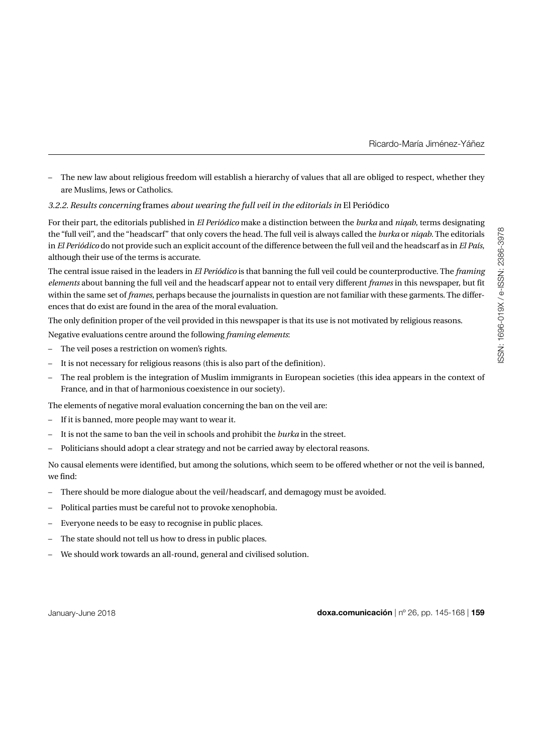– The new law about religious freedom will establish a hierarchy of values that all are obliged to respect, whether they are Muslims, Jews or Catholics.

### *3.2.2. Results concerning* frames *about wearing the full veil in the editorials in* El Periódico

For their part, the editorials published in *El Periódico* make a distinction between the *burka* and *niqab*, terms designating the "full veil", and the "headscarf" that only covers the head. The full veil is always called the *burka* or *niqab*. The editorials in *El Periódico* do not provide such an explicit account of the difference between the full veil and the headscarf as in *El País*, although their use of the terms is accurate.

The central issue raised in the leaders in *El Periódico* is that banning the full veil could be counterproductive. The *framing elements* about banning the full veil and the headscarf appear not to entail very different *frames* in this newspaper, but fit within the same set of *frames*, perhaps because the journalists in question are not familiar with these garments. The differences that do exist are found in the area of the moral evaluation.

The only definition proper of the veil provided in this newspaper is that its use is not motivated by religious reasons.

Negative evaluations centre around the following *framing elements*:

– The veil poses a restriction on women's rights.
– It is not necessary for religious reasons (this is also part of the definition).
– The real problem is the integration of Muslim immigrants in European societies (this idea appears in the context of France, and in that of harmonious coexistence in our society).

The elements of negative moral evaluation concerning the ban on the veil are:

– If it is banned, more people may want to wear it.
– It is not the same to ban the veil in schools and prohibit the *burka* in the street.
– Politicians should adopt a clear strategy and not be carried away by electoral reasons.

No causal elements were identified, but among the solutions, which seem to be offered whether or not the veil is banned, we find:

– There should be more dialogue about the veil/headscarf, and demagogy must be avoided.
– Political parties must be careful not to provoke xenophobia.
– Everyone needs to be easy to recognise in public places.
– The state should not tell us how to dress in public places.
– We should work towards an all-round, general and civilised solution.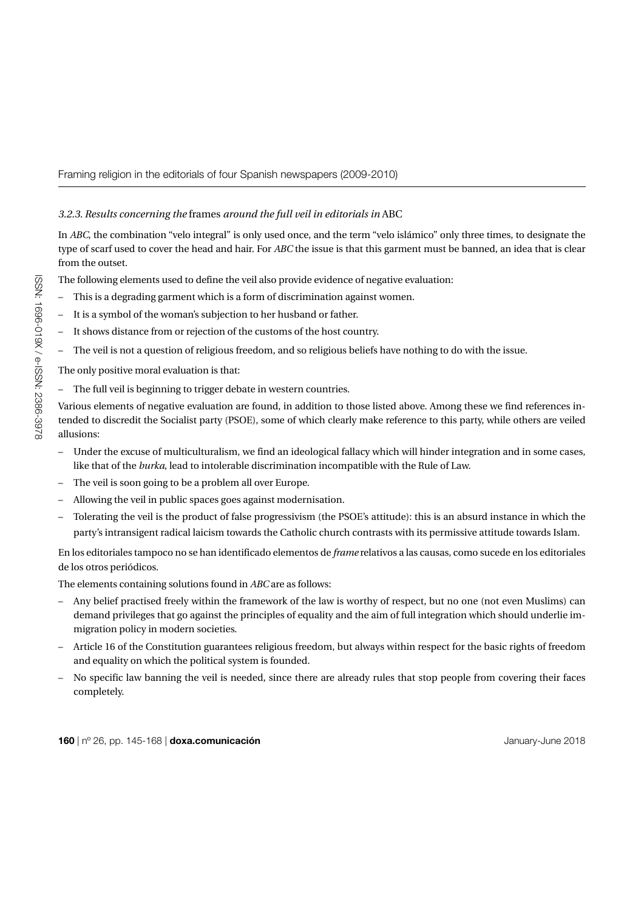### *3.2.3. Results concerning the* frames *around the full veil in editorials in* ABC

In *ABC*, the combination "velo integral" is only used once, and the term "velo islámico" only three times, to designate the type of scarf used to cover the head and hair. For *ABC* the issue is that this garment must be banned, an idea that is clear from the outset.

The following elements used to define the veil also provide evidence of negative evaluation:

- This is a degrading garment which is a form of discrimination against women.
- It is a symbol of the woman's subjection to her husband or father.
- It shows distance from or rejection of the customs of the host country.
- The veil is not a question of religious freedom, and so religious beliefs have nothing to do with the issue.

The only positive moral evaluation is that:

- The full veil is beginning to trigger debate in western countries.

Various elements of negative evaluation are found, in addition to those listed above. Among these we find references intended to discredit the Socialist party (PSOE), some of which clearly make reference to this party, while others are veiled allusions:

- Under the excuse of multiculturalism, we find an ideological fallacy which will hinder integration and in some cases, like that of the *burka*, lead to intolerable discrimination incompatible with the Rule of Law.
- The veil is soon going to be a problem all over Europe.
- Allowing the veil in public spaces goes against modernisation.
- Tolerating the veil is the product of false progressivism (the PSOE's attitude): this is an absurd instance in which the party's intransigent radical laicism towards the Catholic church contrasts with its permissive attitude towards Islam.

En los editoriales tampoco no se han identificado elementos de *frame* relativos a las causas, como sucede en los editoriales de los otros periódicos.

The elements containing solutions found in *ABC* are as follows:

- Any belief practised freely within the framework of the law is worthy of respect, but no one (not even Muslims) can demand privileges that go against the principles of equality and the aim of full integration which should underlie immigration policy in modern societies.
- Article 16 of the Constitution guarantees religious freedom, but always within respect for the basic rights of freedom and equality on which the political system is founded.
- No specific law banning the veil is needed, since there are already rules that stop people from covering their faces completely.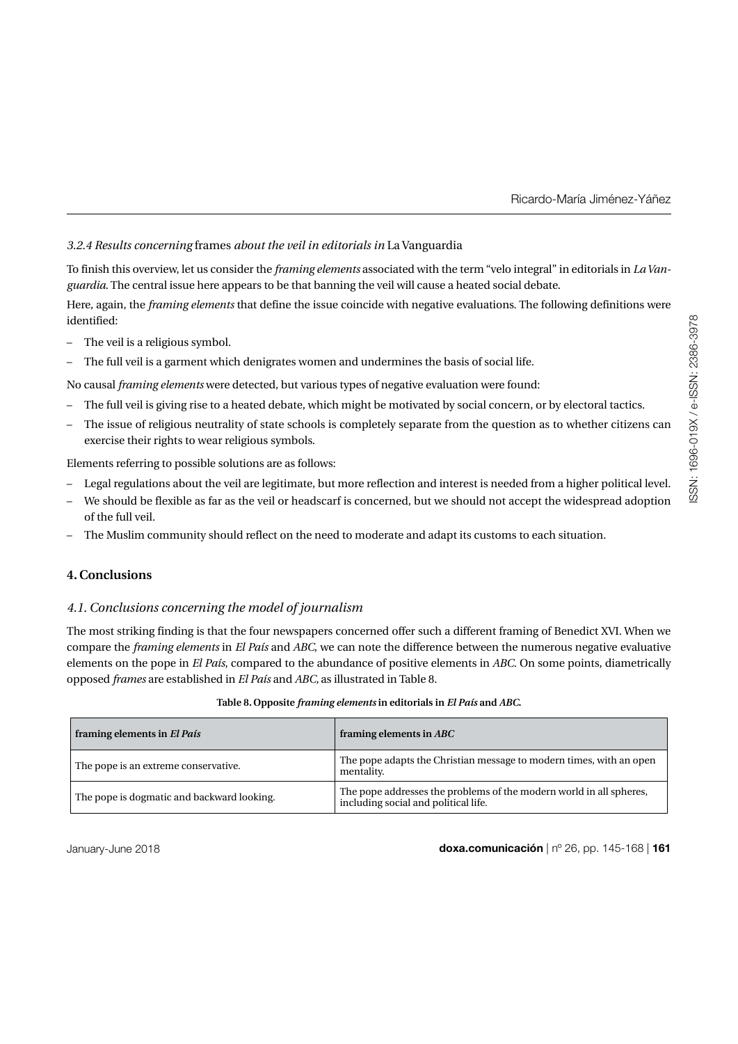*3.2.4 Results concerning* frames *about the veil in editorials in* La Vanguardia

To finish this overview, let us consider the *framing elements* associated with the term "velo integral" in editorials in *La Vanguardia*. The central issue here appears to be that banning the veil will cause a heated social debate.

Here, again, the *framing elements* that define the issue coincide with negative evaluations. The following definitions were identified:

- The veil is a religious symbol.
- The full veil is a garment which denigrates women and undermines the basis of social life.

No causal *framing elements* were detected, but various types of negative evaluation were found:

- The full veil is giving rise to a heated debate, which might be motivated by social concern, or by electoral tactics.
- The issue of religious neutrality of state schools is completely separate from the question as to whether citizens can exercise their rights to wear religious symbols.

Elements referring to possible solutions are as follows:

- Legal regulations about the veil are legitimate, but more reflection and interest is needed from a higher political level.
- We should be flexible as far as the veil or headscarf is concerned, but we should not accept the widespread adoption of the full veil.
- The Muslim community should reflect on the need to moderate and adapt its customs to each situation.

## 4. Conclusions

### *4.1. Conclusions concerning the model of journalism*

The most striking finding is that the four newspapers concerned offer such a different framing of Benedict XVI. When we compare the *framing elements* in *El País* and *ABC*, we can note the difference between the numerous negative evaluative elements on the pope in *El País*, compared to the abundance of positive elements in *ABC*. On some points, diametrically opposed *frames* are established in *El País* and *ABC*, as illustrated in Table 8.

**Table 8. Opposite *framing elements* in editorials in *El País* and *ABC*.**

| framing elements in *El País* | framing elements in *ABC* |
|---|---|
| The pope is an extreme conservative. | The pope adapts the Christian message to modern times, with an open mentality. |
| The pope is dogmatic and backward looking. | The pope addresses the problems of the modern world in all spheres, including social and political life. |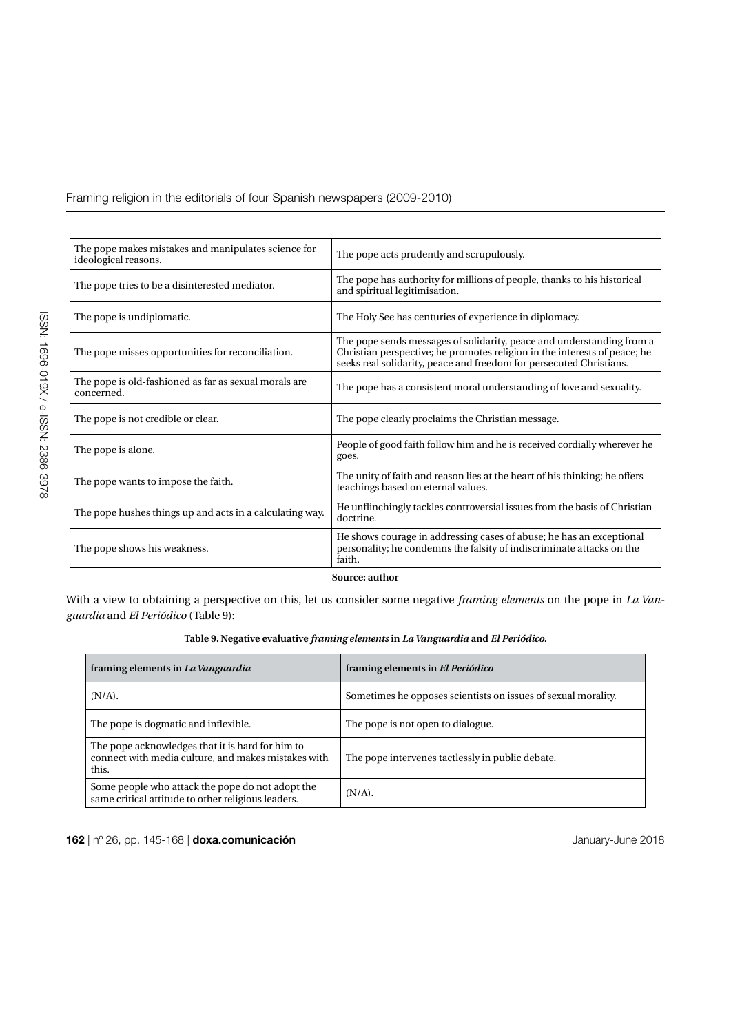| | |
|---|---|
| The pope makes mistakes and manipulates science for ideological reasons. | The pope acts prudently and scrupulously. |
| The pope tries to be a disinterested mediator. | The pope has authority for millions of people, thanks to his historical and spiritual legitimisation. |
| The pope is undiplomatic. | The Holy See has centuries of experience in diplomacy. |
| The pope misses opportunities for reconciliation. | The pope sends messages of solidarity, peace and understanding from a Christian perspective; he promotes religion in the interests of peace; he seeks real solidarity, peace and freedom for persecuted Christians. |
| The pope is old-fashioned as far as sexual morals are concerned. | The pope has a consistent moral understanding of love and sexuality. |
| The pope is not credible or clear. | The pope clearly proclaims the Christian message. |
| The pope is alone. | People of good faith follow him and he is received cordially wherever he goes. |
| The pope wants to impose the faith. | The unity of faith and reason lies at the heart of his thinking; he offers teachings based on eternal values. |
| The pope hushes things up and acts in a calculating way. | He unflinchingly tackles controversial issues from the basis of Christian doctrine. |
| The pope shows his weakness. | He shows courage in addressing cases of abuse; he has an exceptional personality; he condemns the falsity of indiscriminate attacks on the faith. |

**Source: author**

With a view to obtaining a perspective on this, let us consider some negative *framing elements* on the pope in *La Vanguardia* and *El Periódico* (Table 9):

**Table 9. Negative evaluative *framing elements* in *La Vanguardia* and *El Periódico*.**

| framing elements in *La Vanguardia* | framing elements in *El Periódico* |
|---|---|
| (N/A). | Sometimes he opposes scientists on issues of sexual morality. |
| The pope is dogmatic and inflexible. | The pope is not open to dialogue. |
| The pope acknowledges that it is hard for him to connect with media culture, and makes mistakes with this. | The pope intervenes tactlessly in public debate. |
| Some people who attack the pope do not adopt the same critical attitude to other religious leaders. | (N/A). |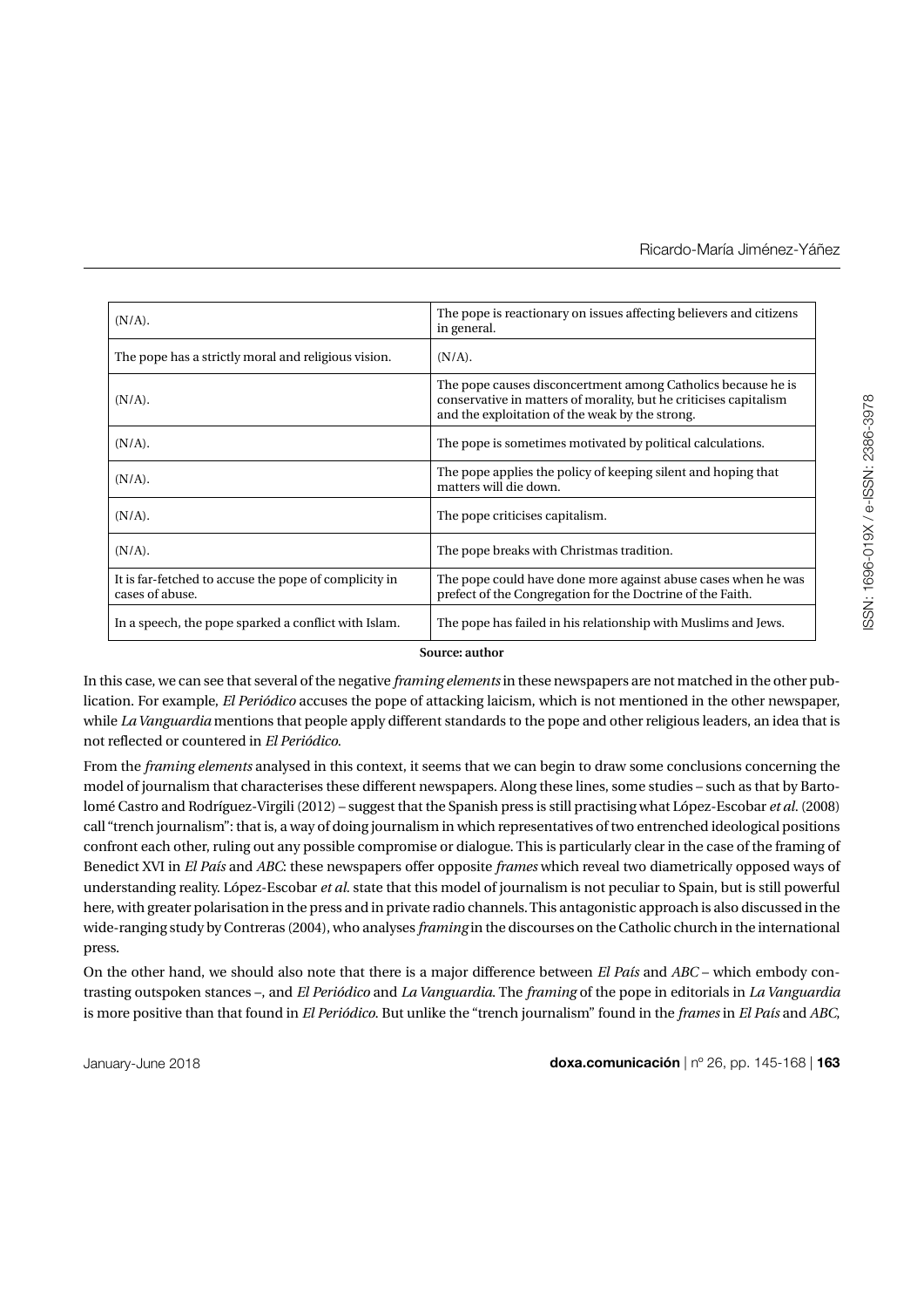| | |
|---|---|
| (N/A). | The pope is reactionary on issues affecting believers and citizens in general. |
| The pope has a strictly moral and religious vision. | (N/A). |
| (N/A). | The pope causes disconcertment among Catholics because he is conservative in matters of morality, but he criticises capitalism and the exploitation of the weak by the strong. |
| (N/A). | The pope is sometimes motivated by political calculations. |
| (N/A). | The pope applies the policy of keeping silent and hoping that matters will die down. |
| (N/A). | The pope criticises capitalism. |
| (N/A). | The pope breaks with Christmas tradition. |
| It is far-fetched to accuse the pope of complicity in cases of abuse. | The pope could have done more against abuse cases when he was prefect of the Congregation for the Doctrine of the Faith. |
| In a speech, the pope sparked a conflict with Islam. | The pope has failed in his relationship with Muslims and Jews. |

**Source: author**

In this case, we can see that several of the negative *framing elements* in these newspapers are not matched in the other publication. For example, *El Periódico* accuses the pope of attacking laicism, which is not mentioned in the other newspaper, while *La Vanguardia* mentions that people apply different standards to the pope and other religious leaders, an idea that is not reflected or countered in *El Periódico*.

From the *framing elements* analysed in this context, it seems that we can begin to draw some conclusions concerning the model of journalism that characterises these different newspapers. Along these lines, some studies – such as that by Bartolomé Castro and Rodríguez-Virgili (2012) – suggest that the Spanish press is still practising what López-Escobar *et al*. (2008) call "trench journalism": that is, a way of doing journalism in which representatives of two entrenched ideological positions confront each other, ruling out any possible compromise or dialogue. This is particularly clear in the case of the framing of Benedict XVI in *El País* and *ABC*: these newspapers offer opposite *frames* which reveal two diametrically opposed ways of understanding reality. López-Escobar *et al*. state that this model of journalism is not peculiar to Spain, but is still powerful here, with greater polarisation in the press and in private radio channels. This antagonistic approach is also discussed in the wide-ranging study by Contreras (2004), who analyses *framing* in the discourses on the Catholic church in the international press.

On the other hand, we should also note that there is a major difference between *El País* and *ABC* – which embody contrasting outspoken stances –, and *El Periódico* and *La Vanguardia*. The *framing* of the pope in editorials in *La Vanguardia* is more positive than that found in *El Periódico*. But unlike the "trench journalism" found in the *frames* in *El País* and *ABC*,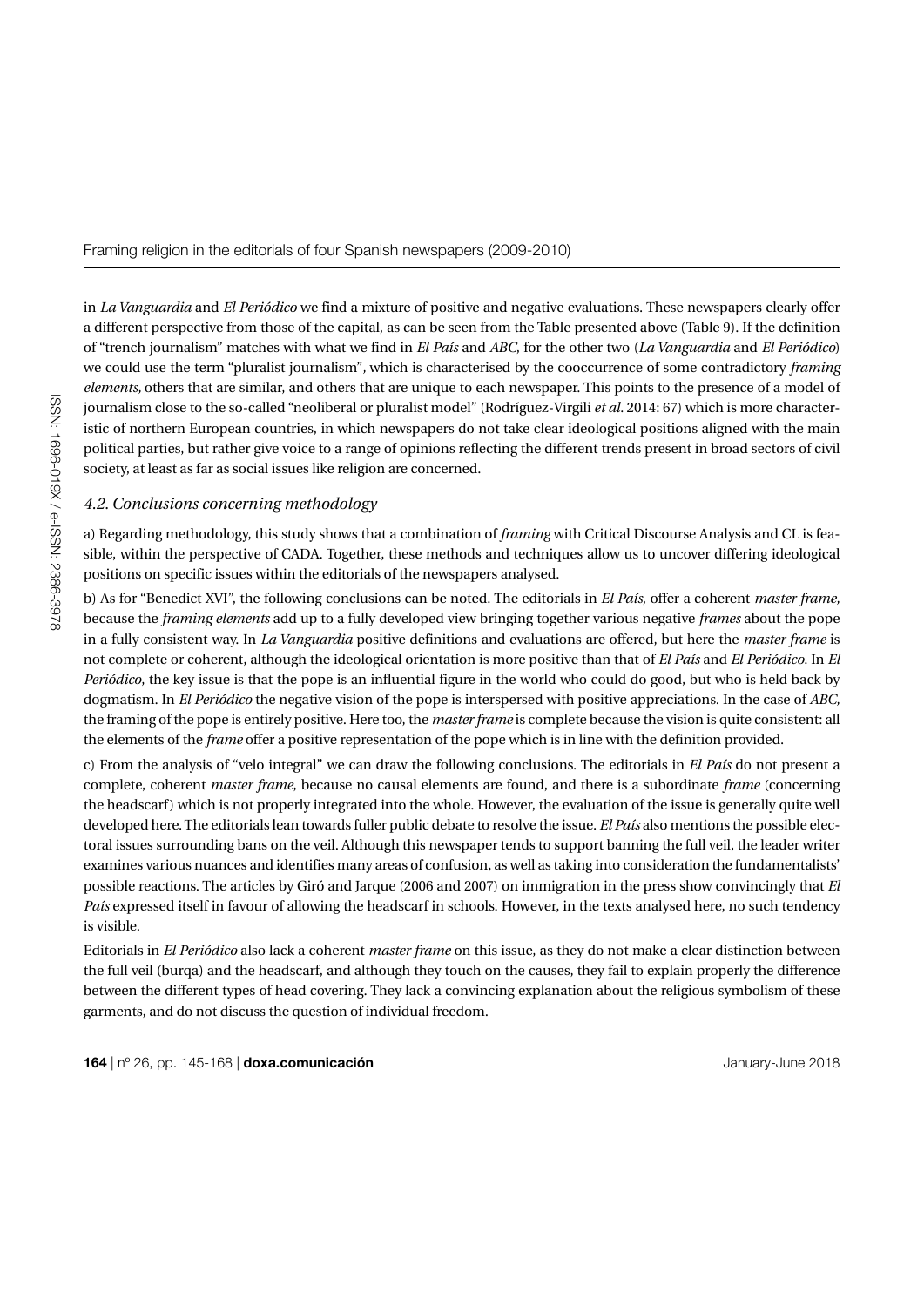in *La Vanguardia* and *El Periódico* we find a mixture of positive and negative evaluations. These newspapers clearly offer a different perspective from those of the capital, as can be seen from the Table presented above (Table 9). If the definition of "trench journalism" matches with what we find in *El País* and *ABC*, for the other two (*La Vanguardia* and *El Periódico*) we could use the term "pluralist journalism", which is characterised by the cooccurrence of some contradictory *framing elements,* others that are similar, and others that are unique to each newspaper. This points to the presence of a model of journalism close to the so-called "neoliberal or pluralist model" (Rodríguez-Virgili *et al*. 2014: 67) which is more characteristic of northern European countries, in which newspapers do not take clear ideological positions aligned with the main political parties, but rather give voice to a range of opinions reflecting the different trends present in broad sectors of civil society, at least as far as social issues like religion are concerned.

### *4.2. Conclusions concerning methodology*

a) Regarding methodology, this study shows that a combination of *framing* with Critical Discourse Analysis and CL is feasible, within the perspective of CADA. Together, these methods and techniques allow us to uncover differing ideological positions on specific issues within the editorials of the newspapers analysed.

b) As for "Benedict XVI", the following conclusions can be noted. The editorials in *El País,* offer a coherent *master frame,* because the *framing elements* add up to a fully developed view bringing together various negative *frames* about the pope in a fully consistent way. In *La Vanguardia* positive definitions and evaluations are offered, but here the *master frame* is not complete or coherent, although the ideological orientation is more positive than that of *El País* and *El Periódico*. In *El Periódico*, the key issue is that the pope is an influential figure in the world who could do good, but who is held back by dogmatism. In *El Periódico* the negative vision of the pope is interspersed with positive appreciations. In the case of *ABC,* the framing of the pope is entirely positive. Here too, the *master frame* is complete because the vision is quite consistent: all the elements of the *frame* offer a positive representation of the pope which is in line with the definition provided.

c) From the analysis of "velo integral" we can draw the following conclusions. The editorials in *El País* do not present a complete, coherent *master frame,* because no causal elements are found, and there is a subordinate *frame* (concerning the headscarf) which is not properly integrated into the whole. However, the evaluation of the issue is generally quite well developed here. The editorials lean towards fuller public debate to resolve the issue. *El País* also mentions the possible electoral issues surrounding bans on the veil. Although this newspaper tends to support banning the full veil, the leader writer examines various nuances and identifies many areas of confusion, as well as taking into consideration the fundamentalists' possible reactions. The articles by Giró and Jarque (2006 and 2007) on immigration in the press show convincingly that *El País* expressed itself in favour of allowing the headscarf in schools. However, in the texts analysed here, no such tendency is visible.

Editorials in *El Periódico* also lack a coherent *master frame* on this issue, as they do not make a clear distinction between the full veil (burqa) and the headscarf, and although they touch on the causes, they fail to explain properly the difference between the different types of head covering. They lack a convincing explanation about the religious symbolism of these garments, and do not discuss the question of individual freedom.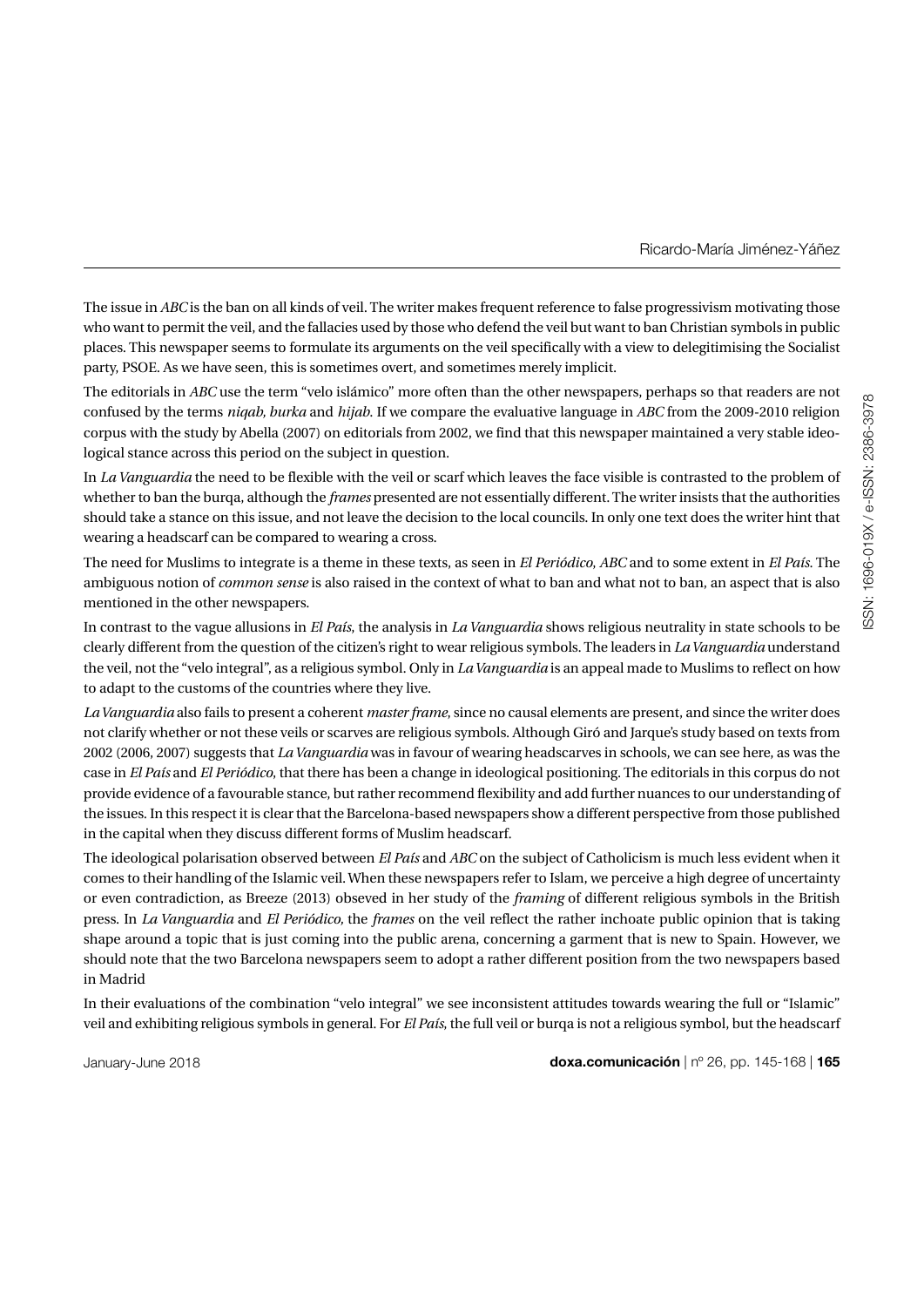The issue in *ABC* is the ban on all kinds of veil. The writer makes frequent reference to false progressivism motivating those who want to permit the veil, and the fallacies used by those who defend the veil but want to ban Christian symbols in public places. This newspaper seems to formulate its arguments on the veil specifically with a view to delegitimising the Socialist party, PSOE. As we have seen, this is sometimes overt, and sometimes merely implicit.

The editorials in *ABC* use the term "velo islámico" more often than the other newspapers, perhaps so that readers are not confused by the terms *niqab, burka* and *hijab*. If we compare the evaluative language in *ABC* from the 2009-2010 religion corpus with the study by Abella (2007) on editorials from 2002, we find that this newspaper maintained a very stable ideological stance across this period on the subject in question.

In *La Vanguardia* the need to be flexible with the veil or scarf which leaves the face visible is contrasted to the problem of whether to ban the burqa, although the *frames* presented are not essentially different. The writer insists that the authorities should take a stance on this issue, and not leave the decision to the local councils. In only one text does the writer hint that wearing a headscarf can be compared to wearing a cross.

The need for Muslims to integrate is a theme in these texts, as seen in *El Periódico*, *ABC* and to some extent in *El País*. The ambiguous notion of *common sense* is also raised in the context of what to ban and what not to ban, an aspect that is also mentioned in the other newspapers.

In contrast to the vague allusions in *El País*, the analysis in *La Vanguardia* shows religious neutrality in state schools to be clearly different from the question of the citizen's right to wear religious symbols. The leaders in *La Vanguardia* understand the veil, not the "velo integral", as a religious symbol. Only in *La Vanguardia* is an appeal made to Muslims to reflect on how to adapt to the customs of the countries where they live.

*La Vanguardia* also fails to present a coherent *master frame*, since no causal elements are present, and since the writer does not clarify whether or not these veils or scarves are religious symbols. Although Giró and Jarque's study based on texts from 2002 (2006, 2007) suggests that *La Vanguardia* was in favour of wearing headscarves in schools, we can see here, as was the case in *El País* and *El Periódico*, that there has been a change in ideological positioning. The editorials in this corpus do not provide evidence of a favourable stance, but rather recommend flexibility and add further nuances to our understanding of the issues. In this respect it is clear that the Barcelona-based newspapers show a different perspective from those published in the capital when they discuss different forms of Muslim headscarf.

The ideological polarisation observed between *El País* and *ABC* on the subject of Catholicism is much less evident when it comes to their handling of the Islamic veil. When these newspapers refer to Islam, we perceive a high degree of uncertainty or even contradiction, as Breeze (2013) obseved in her study of the *framing* of different religious symbols in the British press. In *La Vanguardia* and *El Periódico*, the *frames* on the veil reflect the rather inchoate public opinion that is taking shape around a topic that is just coming into the public arena, concerning a garment that is new to Spain. However, we should note that the two Barcelona newspapers seem to adopt a rather different position from the two newspapers based in Madrid

In their evaluations of the combination "velo integral" we see inconsistent attitudes towards wearing the full or "Islamic" veil and exhibiting religious symbols in general. For *El País*, the full veil or burqa is not a religious symbol, but the headscarf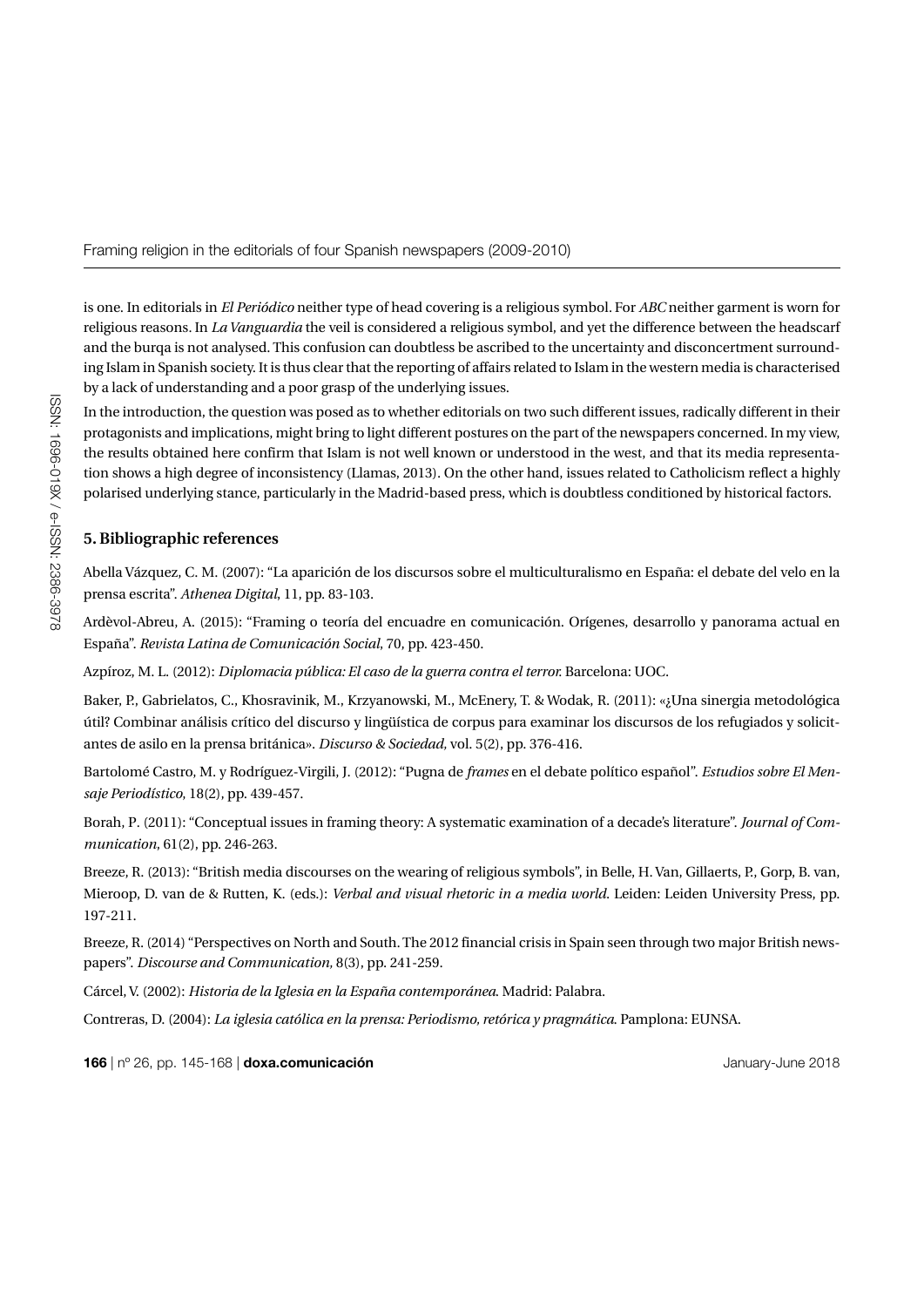is one. In editorials in *El Periódico* neither type of head covering is a religious symbol. For *ABC* neither garment is worn for religious reasons. In *La Vanguardia* the veil is considered a religious symbol, and yet the difference between the headscarf and the burqa is not analysed. This confusion can doubtless be ascribed to the uncertainty and disconcertment surrounding Islam in Spanish society. It is thus clear that the reporting of affairs related to Islam in the western media is characterised by a lack of understanding and a poor grasp of the underlying issues.

In the introduction, the question was posed as to whether editorials on two such different issues, radically different in their protagonists and implications, might bring to light different postures on the part of the newspapers concerned. In my view, the results obtained here confirm that Islam is not well known or understood in the west, and that its media representation shows a high degree of inconsistency (Llamas, 2013). On the other hand, issues related to Catholicism reflect a highly polarised underlying stance, particularly in the Madrid-based press, which is doubtless conditioned by historical factors.

## 5. Bibliographic references

Abella Vázquez, C. M. (2007): "La aparición de los discursos sobre el multiculturalismo en España: el debate del velo en la prensa escrita". *Athenea Digital*, 11, pp. 83-103.

Ardèvol-Abreu, A. (2015): "Framing o teoría del encuadre en comunicación. Orígenes, desarrollo y panorama actual en España". *Revista Latina de Comunicación Social*, 70, pp. 423-450.

Azpíroz, M. L. (2012): *Diplomacia pública: El caso de la guerra contra el terror.* Barcelona: UOC.

Baker, P., Gabrielatos, C., Khosravinik, M., Krzyanowski, M., McEnery, T. & Wodak, R. (2011): «¿Una sinergia metodológica útil? Combinar análisis crítico del discurso y lingüística de corpus para examinar los discursos de los refugiados y solicitantes de asilo en la prensa británica». *Discurso & Sociedad*, vol. 5(2), pp. 376-416.

Bartolomé Castro, M. y Rodríguez-Virgili, J. (2012): "Pugna de *frames* en el debate político español". *Estudios sobre El Mensaje Periodístico*, 18(2), pp. 439-457.

Borah, P. (2011): "Conceptual issues in framing theory: A systematic examination of a decade's literature". *Journal of Communication*, 61(2), pp. 246-263.

Breeze, R. (2013): "British media discourses on the wearing of religious symbols", in Belle, H. Van, Gillaerts, P., Gorp, B. van, Mieroop, D. van de & Rutten, K. (eds.): *Verbal and visual rhetoric in a media world*. Leiden: Leiden University Press, pp. 197-211.

Breeze, R. (2014) "Perspectives on North and South. The 2012 financial crisis in Spain seen through two major British newspapers". *Discourse and Communication*, 8(3), pp. 241-259.

Cárcel, V. (2002): *Historia de la Iglesia en la España contemporánea*. Madrid: Palabra.

Contreras, D. (2004): *La iglesia católica en la prensa: Periodismo, retórica y pragmática*. Pamplona: EUNSA.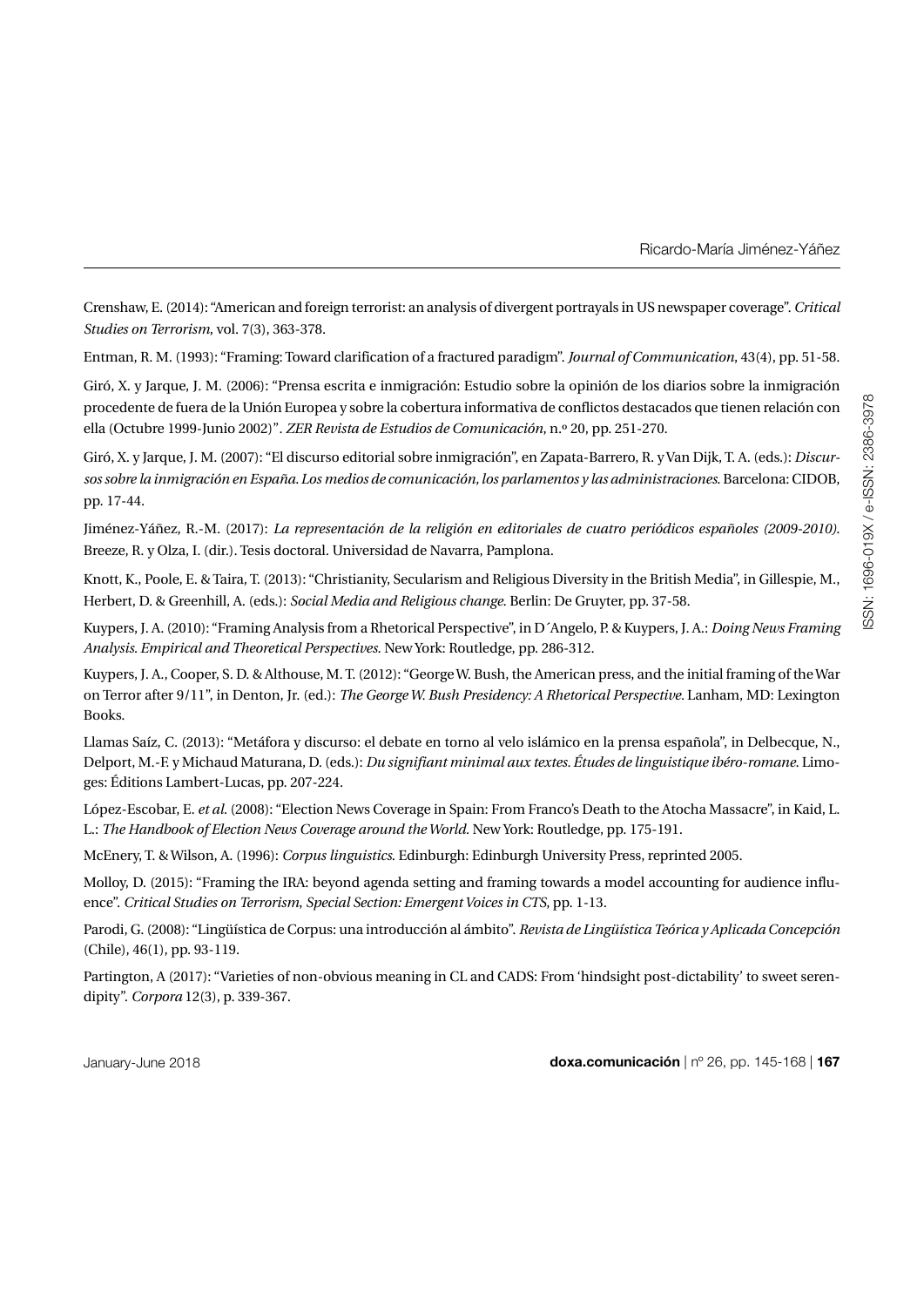Crenshaw, E. (2014): "American and foreign terrorist: an analysis of divergent portrayals in US newspaper coverage". *Critical Studies on Terrorism*, vol. 7(3), 363-378.

Entman, R. M. (1993): "Framing: Toward clarification of a fractured paradigm". *Journal of Communication*, 43(4), pp. 51-58.

Giró, X. y Jarque, J. M. (2006): "Prensa escrita e inmigración: Estudio sobre la opinión de los diarios sobre la inmigración procedente de fuera de la Unión Europea y sobre la cobertura informativa de conflictos destacados que tienen relación con ella (Octubre 1999-Junio 2002)". *ZER Revista de Estudios de Comunicación*, n.º 20, pp. 251-270.

Giró, X. y Jarque, J. M. (2007): "El discurso editorial sobre inmigración", en Zapata-Barrero, R. y Van Dijk, T. A. (eds.): *Discursos sobre la inmigración en España. Los medios de comunicación, los parlamentos y las administraciones*. Barcelona: CIDOB, pp. 17-44.

Jiménez-Yáñez, R.-M. (2017): *La representación de la religión en editoriales de cuatro periódicos españoles (2009-2010)*. Breeze, R. y Olza, I. (dir.). Tesis doctoral. Universidad de Navarra, Pamplona.

Knott, K., Poole, E. & Taira, T. (2013): "Christianity, Secularism and Religious Diversity in the British Media", in Gillespie, M., Herbert, D. & Greenhill, A. (eds.): *Social Media and Religious change*. Berlin: De Gruyter, pp. 37-58.

Kuypers, J. A. (2010): "Framing Analysis from a Rhetorical Perspective", in D´Angelo, P. & Kuypers, J. A.: *Doing News Framing Analysis. Empirical and Theoretical Perspectives*. New York: Routledge, pp. 286-312.

Kuypers, J. A., Cooper, S. D. & Althouse, M. T. (2012): "George W. Bush, the American press, and the initial framing of the War on Terror after 9/11", in Denton, Jr. (ed.): *The George W. Bush Presidency: A Rhetorical Perspective*. Lanham, MD: Lexington Books.

Llamas Saíz, C. (2013): "Metáfora y discurso: el debate en torno al velo islámico en la prensa española", in Delbecque, N., Delport, M.-F. y Michaud Maturana, D. (eds.): *Du signifiant minimal aux textes. Études de linguistique ibéro-romane*. Limoges: Éditions Lambert-Lucas, pp. 207-224.

López-Escobar, E. *et al*. (2008): "Election News Coverage in Spain: From Franco's Death to the Atocha Massacre", in Kaid, L. L.: *The Handbook of Election News Coverage around the World*. New York: Routledge, pp. 175-191.

McEnery, T. & Wilson, A. (1996): *Corpus linguistics*. Edinburgh: Edinburgh University Press, reprinted 2005.

Molloy, D. (2015): "Framing the IRA: beyond agenda setting and framing towards a model accounting for audience influence". *Critical Studies on Terrorism*, *Special Section: Emergent Voices in CTS*, pp. 1-13.

Parodi, G. (2008): "Lingüística de Corpus: una introducción al ámbito". *Revista de Lingüística Teórica y Aplicada Concepción* (Chile), 46(1), pp. 93-119.

Partington, A (2017): "Varieties of non-obvious meaning in CL and CADS: From 'hindsight post-dictability' to sweet serendipity". *Corpora* 12(3), p. 339-367.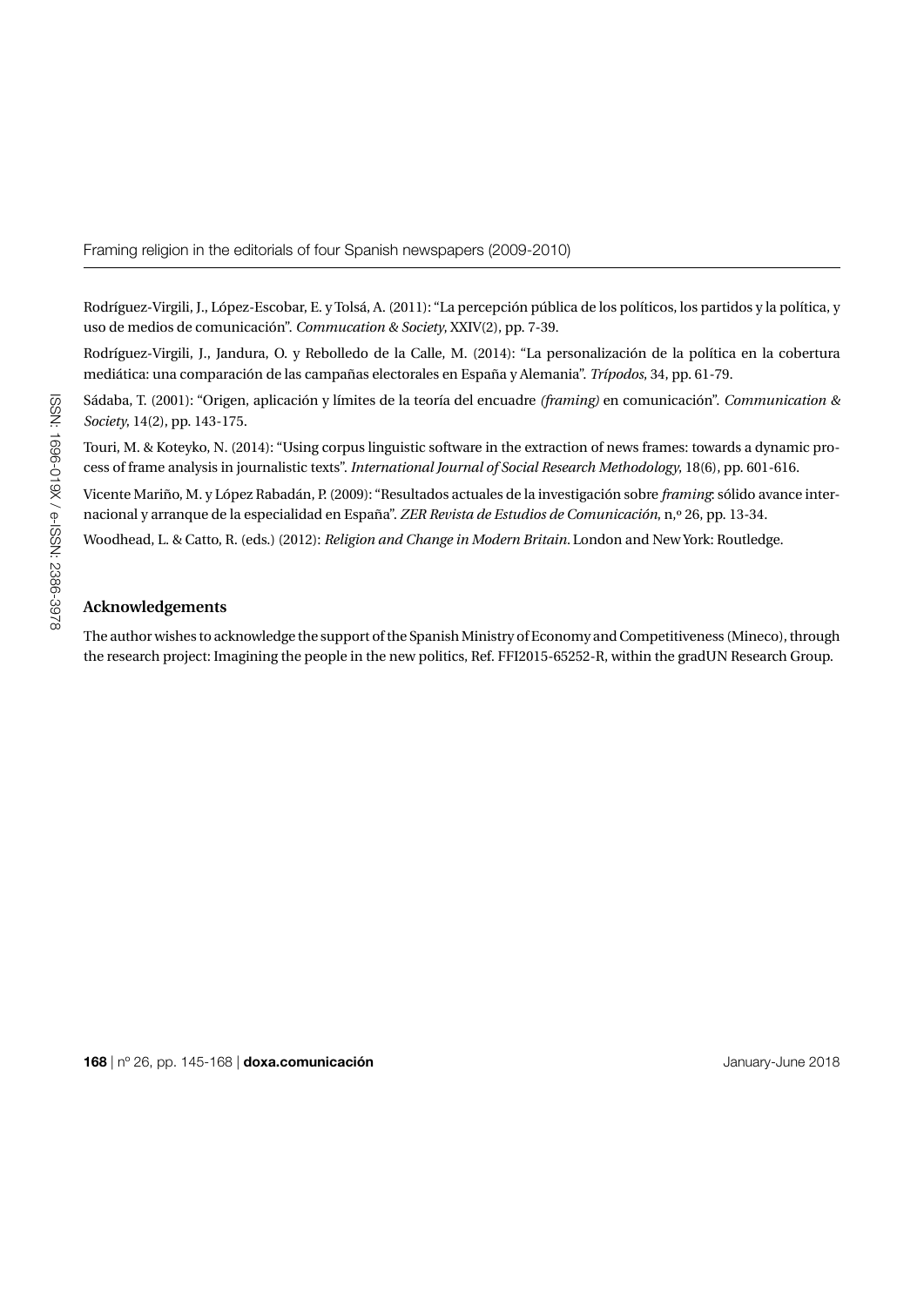Rodríguez-Virgili, J., López-Escobar, E. y Tolsá, A. (2011): "La percepción pública de los políticos, los partidos y la política, y uso de medios de comunicación". *Commucation & Society*, XXIV(2), pp. 7-39.

Rodríguez-Virgili, J., Jandura, O. y Rebolledo de la Calle, M. (2014): "La personalización de la política en la cobertura mediática: una comparación de las campañas electorales en España y Alemania". *Trípodos*, 34, pp. 61-79.

Sádaba, T. (2001): "Origen, aplicación y límites de la teoría del encuadre *(framing)* en comunicación". *Communication & Society*, 14(2), pp. 143-175.

Touri, M. & Koteyko, N. (2014): "Using corpus linguistic software in the extraction of news frames: towards a dynamic process of frame analysis in journalistic texts". *International Journal of Social Research Methodology*, 18(6), pp. 601-616.

Vicente Mariño, M. y López Rabadán, P. (2009): "Resultados actuales de la investigación sobre *framing*: sólido avance internacional y arranque de la especialidad en España". *ZER Revista de Estudios de Comunicación*, n.º 26, pp. 13-34.

Woodhead, L. & Catto, R. (eds.) (2012): *Religion and Change in Modern Britain*. London and New York: Routledge.

## Acknowledgements

The author wishes to acknowledge the support of the Spanish Ministry of Economy and Competitiveness (Mineco), through the research project: Imagining the people in the new politics, Ref. FFI2015-65252-R, within the gradUN Research Group.